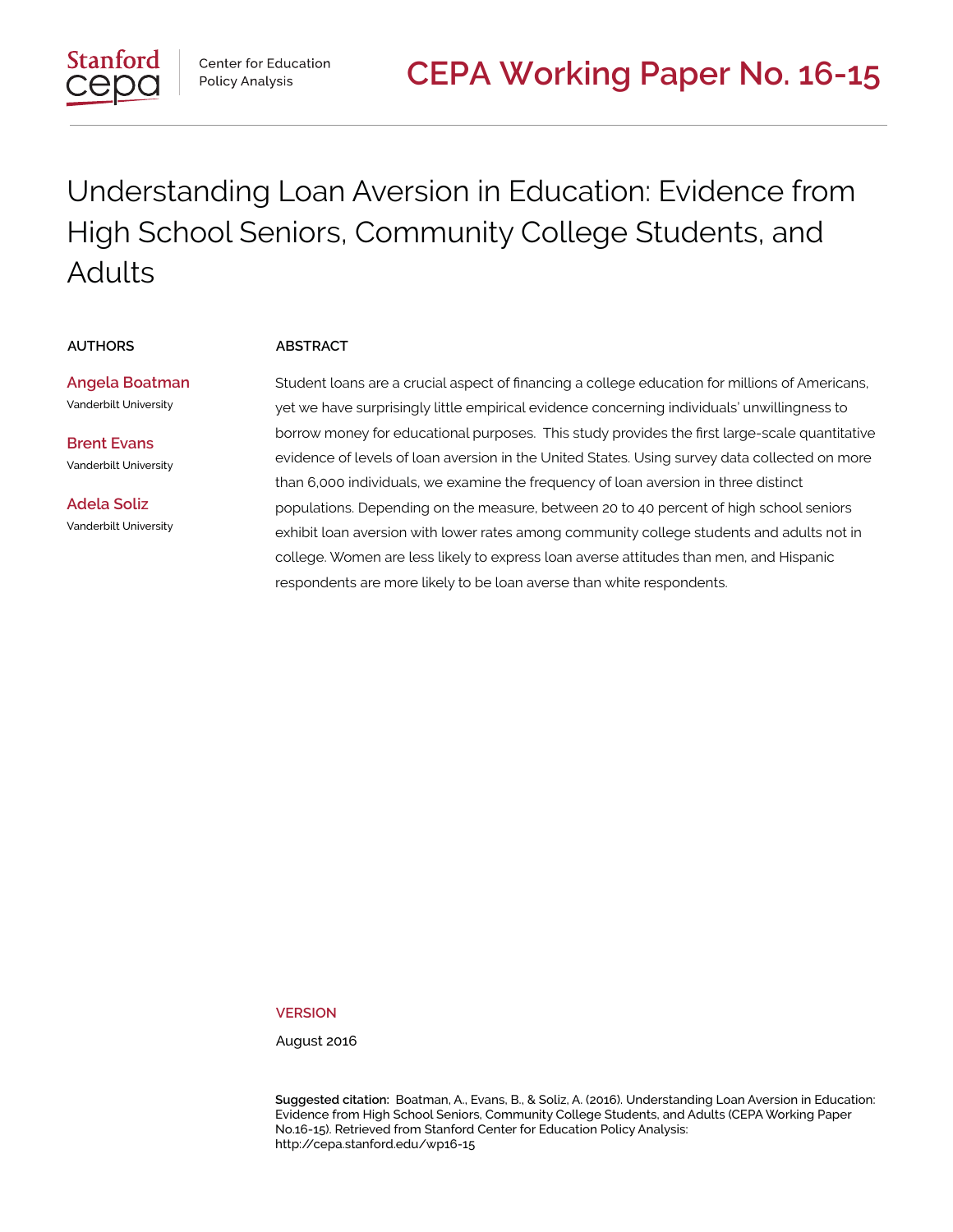Stanford cepa — Center for Education Policy Analysis

CEPA Working Paper No. 16-15

# Understanding Loan Aversion in Education: Evidence from High School Seniors, Community College Students, and Adults

**AUTHORS**

**Angela Boatman**
Vanderbilt University

**Brent Evans**
Vanderbilt University

**Adela Soliz**
Vanderbilt University

**ABSTRACT**

Student loans are a crucial aspect of financing a college education for millions of Americans, yet we have surprisingly little empirical evidence concerning individuals' unwillingness to borrow money for educational purposes. This study provides the first large-scale quantitative evidence of levels of loan aversion in the United States. Using survey data collected on more than 6,000 individuals, we examine the frequency of loan aversion in three distinct populations. Depending on the measure, between 20 to 40 percent of high school seniors exhibit loan aversion with lower rates among community college students and adults not in college. Women are less likely to express loan averse attitudes than men, and Hispanic respondents are more likely to be loan averse than white respondents.

**VERSION**

August 2016

**Suggested citation:** Boatman, A., Evans, B., & Soliz, A. (2016). Understanding Loan Aversion in Education: Evidence from High School Seniors, Community College Students, and Adults (CEPA Working Paper No.16-15). Retrieved from Stanford Center for Education Policy Analysis: http://cepa.stanford.edu/wp16-15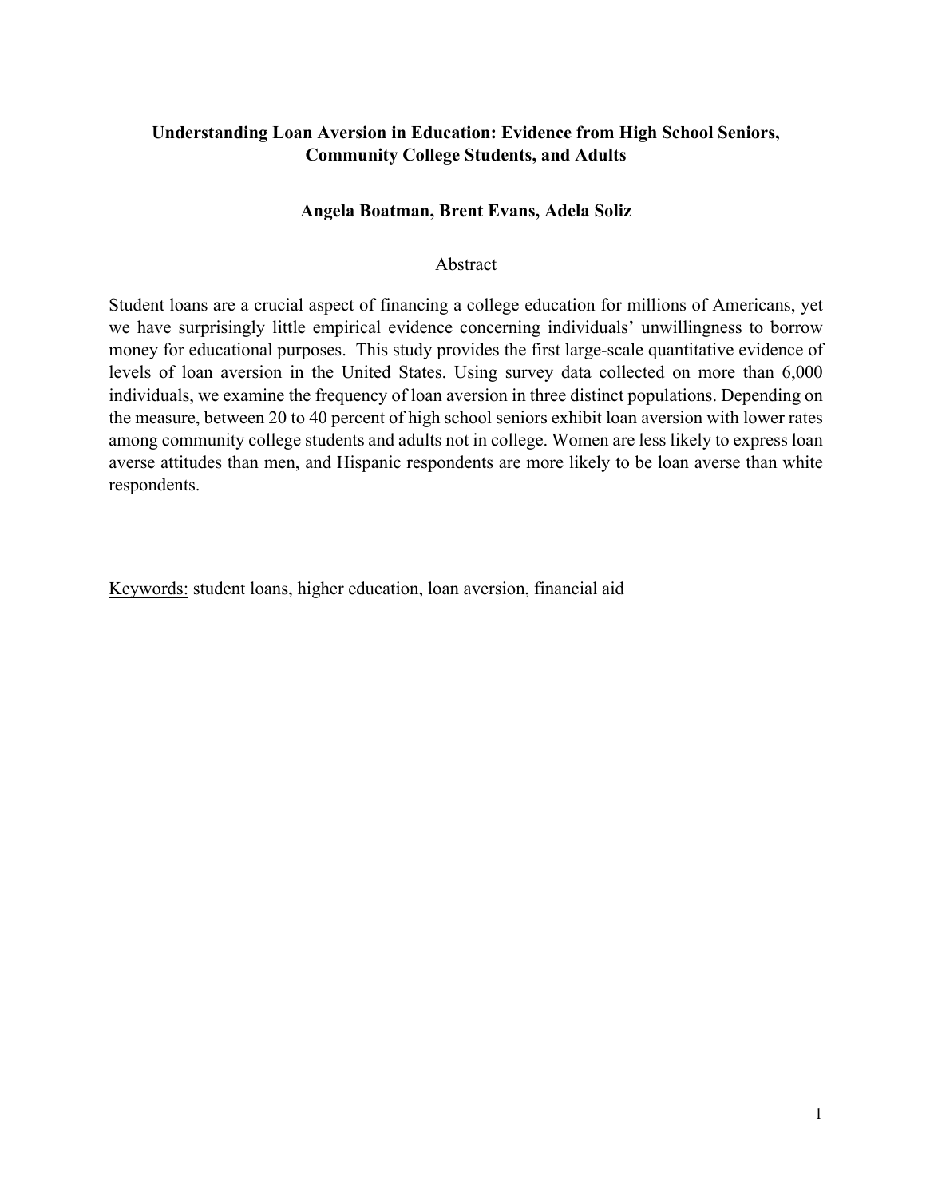**Understanding Loan Aversion in Education: Evidence from High School Seniors, Community College Students, and Adults**

**Angela Boatman, Brent Evans, Adela Soliz**

Abstract

Student loans are a crucial aspect of financing a college education for millions of Americans, yet we have surprisingly little empirical evidence concerning individuals' unwillingness to borrow money for educational purposes. This study provides the first large-scale quantitative evidence of levels of loan aversion in the United States. Using survey data collected on more than 6,000 individuals, we examine the frequency of loan aversion in three distinct populations. Depending on the measure, between 20 to 40 percent of high school seniors exhibit loan aversion with lower rates among community college students and adults not in college. Women are less likely to express loan averse attitudes than men, and Hispanic respondents are more likely to be loan averse than white respondents.

Keywords: student loans, higher education, loan aversion, financial aid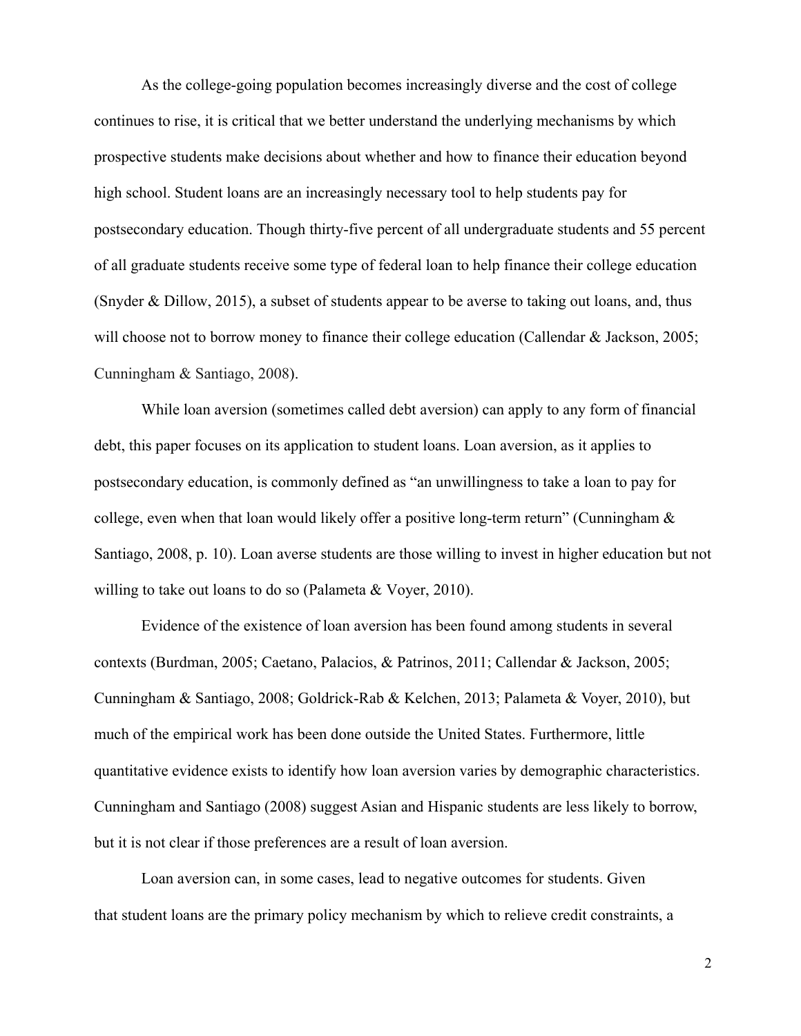As the college-going population becomes increasingly diverse and the cost of college continues to rise, it is critical that we better understand the underlying mechanisms by which prospective students make decisions about whether and how to finance their education beyond high school. Student loans are an increasingly necessary tool to help students pay for postsecondary education. Though thirty-five percent of all undergraduate students and 55 percent of all graduate students receive some type of federal loan to help finance their college education (Snyder & Dillow, 2015), a subset of students appear to be averse to taking out loans, and, thus will choose not to borrow money to finance their college education (Callendar & Jackson, 2005; Cunningham & Santiago, 2008).

While loan aversion (sometimes called debt aversion) can apply to any form of financial debt, this paper focuses on its application to student loans. Loan aversion, as it applies to postsecondary education, is commonly defined as "an unwillingness to take a loan to pay for college, even when that loan would likely offer a positive long-term return" (Cunningham & Santiago, 2008, p. 10). Loan averse students are those willing to invest in higher education but not willing to take out loans to do so (Palameta & Voyer, 2010).

Evidence of the existence of loan aversion has been found among students in several contexts (Burdman, 2005; Caetano, Palacios, & Patrinos, 2011; Callendar & Jackson, 2005; Cunningham & Santiago, 2008; Goldrick-Rab & Kelchen, 2013; Palameta & Voyer, 2010), but much of the empirical work has been done outside the United States. Furthermore, little quantitative evidence exists to identify how loan aversion varies by demographic characteristics. Cunningham and Santiago (2008) suggest Asian and Hispanic students are less likely to borrow, but it is not clear if those preferences are a result of loan aversion.

Loan aversion can, in some cases, lead to negative outcomes for students. Given that student loans are the primary policy mechanism by which to relieve credit constraints, a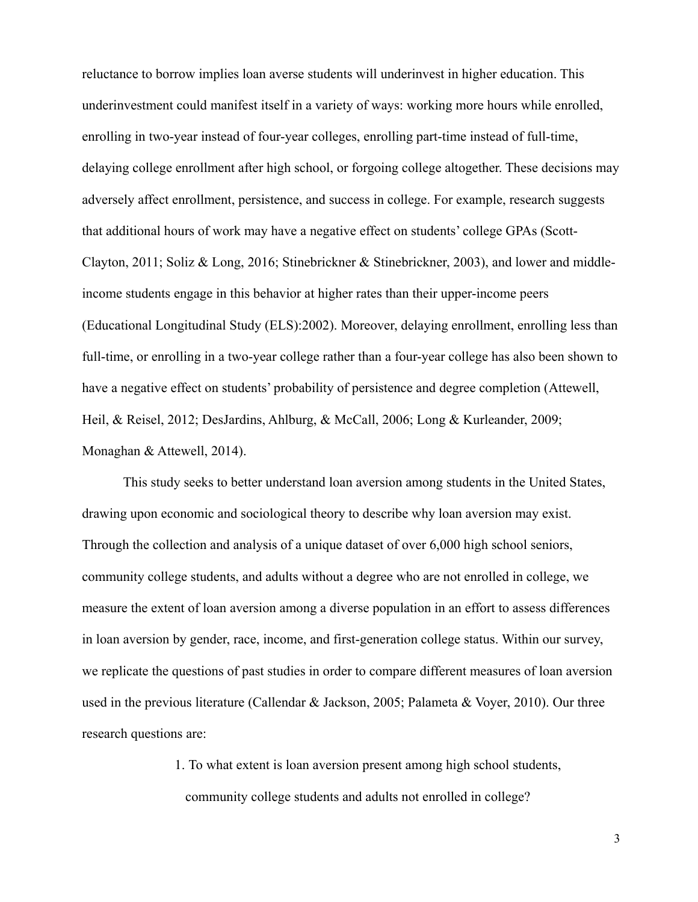reluctance to borrow implies loan averse students will underinvest in higher education. This underinvestment could manifest itself in a variety of ways: working more hours while enrolled, enrolling in two-year instead of four-year colleges, enrolling part-time instead of full-time, delaying college enrollment after high school, or forgoing college altogether. These decisions may adversely affect enrollment, persistence, and success in college. For example, research suggests that additional hours of work may have a negative effect on students' college GPAs (Scott-Clayton, 2011; Soliz & Long, 2016; Stinebrickner & Stinebrickner, 2003), and lower and middle-income students engage in this behavior at higher rates than their upper-income peers (Educational Longitudinal Study (ELS):2002). Moreover, delaying enrollment, enrolling less than full-time, or enrolling in a two-year college rather than a four-year college has also been shown to have a negative effect on students' probability of persistence and degree completion (Attewell, Heil, & Reisel, 2012; DesJardins, Ahlburg, & McCall, 2006; Long & Kurleander, 2009; Monaghan & Attewell, 2014).

This study seeks to better understand loan aversion among students in the United States, drawing upon economic and sociological theory to describe why loan aversion may exist. Through the collection and analysis of a unique dataset of over 6,000 high school seniors, community college students, and adults without a degree who are not enrolled in college, we measure the extent of loan aversion among a diverse population in an effort to assess differences in loan aversion by gender, race, income, and first-generation college status. Within our survey, we replicate the questions of past studies in order to compare different measures of loan aversion used in the previous literature (Callendar & Jackson, 2005; Palameta & Voyer, 2010). Our three research questions are:

1. To what extent is loan aversion present among high school students, community college students and adults not enrolled in college?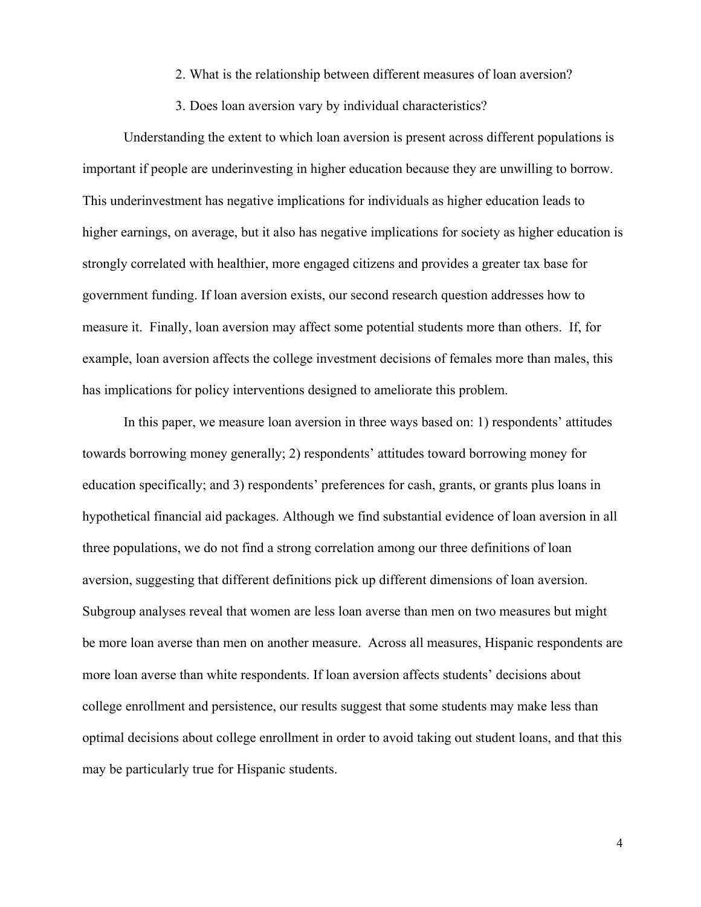2. What is the relationship between different measures of loan aversion?

3. Does loan aversion vary by individual characteristics?

Understanding the extent to which loan aversion is present across different populations is important if people are underinvesting in higher education because they are unwilling to borrow. This underinvestment has negative implications for individuals as higher education leads to higher earnings, on average, but it also has negative implications for society as higher education is strongly correlated with healthier, more engaged citizens and provides a greater tax base for government funding. If loan aversion exists, our second research question addresses how to measure it. Finally, loan aversion may affect some potential students more than others. If, for example, loan aversion affects the college investment decisions of females more than males, this has implications for policy interventions designed to ameliorate this problem.

In this paper, we measure loan aversion in three ways based on: 1) respondents' attitudes towards borrowing money generally; 2) respondents' attitudes toward borrowing money for education specifically; and 3) respondents' preferences for cash, grants, or grants plus loans in hypothetical financial aid packages. Although we find substantial evidence of loan aversion in all three populations, we do not find a strong correlation among our three definitions of loan aversion, suggesting that different definitions pick up different dimensions of loan aversion. Subgroup analyses reveal that women are less loan averse than men on two measures but might be more loan averse than men on another measure. Across all measures, Hispanic respondents are more loan averse than white respondents. If loan aversion affects students' decisions about college enrollment and persistence, our results suggest that some students may make less than optimal decisions about college enrollment in order to avoid taking out student loans, and that this may be particularly true for Hispanic students.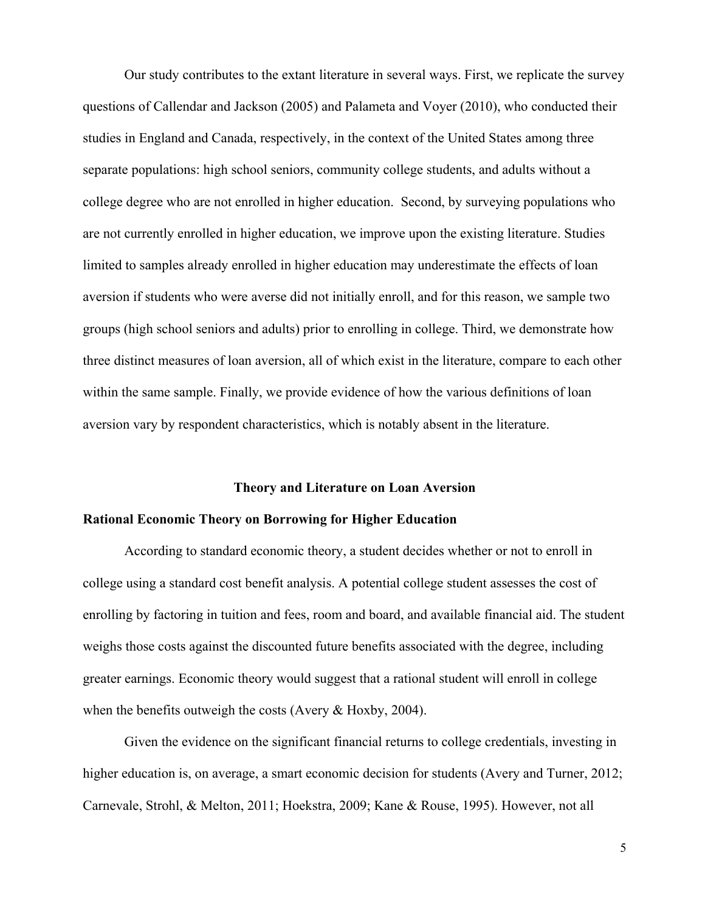Our study contributes to the extant literature in several ways. First, we replicate the survey questions of Callendar and Jackson (2005) and Palameta and Voyer (2010), who conducted their studies in England and Canada, respectively, in the context of the United States among three separate populations: high school seniors, community college students, and adults without a college degree who are not enrolled in higher education. Second, by surveying populations who are not currently enrolled in higher education, we improve upon the existing literature. Studies limited to samples already enrolled in higher education may underestimate the effects of loan aversion if students who were averse did not initially enroll, and for this reason, we sample two groups (high school seniors and adults) prior to enrolling in college. Third, we demonstrate how three distinct measures of loan aversion, all of which exist in the literature, compare to each other within the same sample. Finally, we provide evidence of how the various definitions of loan aversion vary by respondent characteristics, which is notably absent in the literature.

## Theory and Literature on Loan Aversion

### Rational Economic Theory on Borrowing for Higher Education

According to standard economic theory, a student decides whether or not to enroll in college using a standard cost benefit analysis. A potential college student assesses the cost of enrolling by factoring in tuition and fees, room and board, and available financial aid. The student weighs those costs against the discounted future benefits associated with the degree, including greater earnings. Economic theory would suggest that a rational student will enroll in college when the benefits outweigh the costs (Avery & Hoxby, 2004).

Given the evidence on the significant financial returns to college credentials, investing in higher education is, on average, a smart economic decision for students (Avery and Turner, 2012; Carnevale, Strohl, & Melton, 2011; Hoekstra, 2009; Kane & Rouse, 1995). However, not all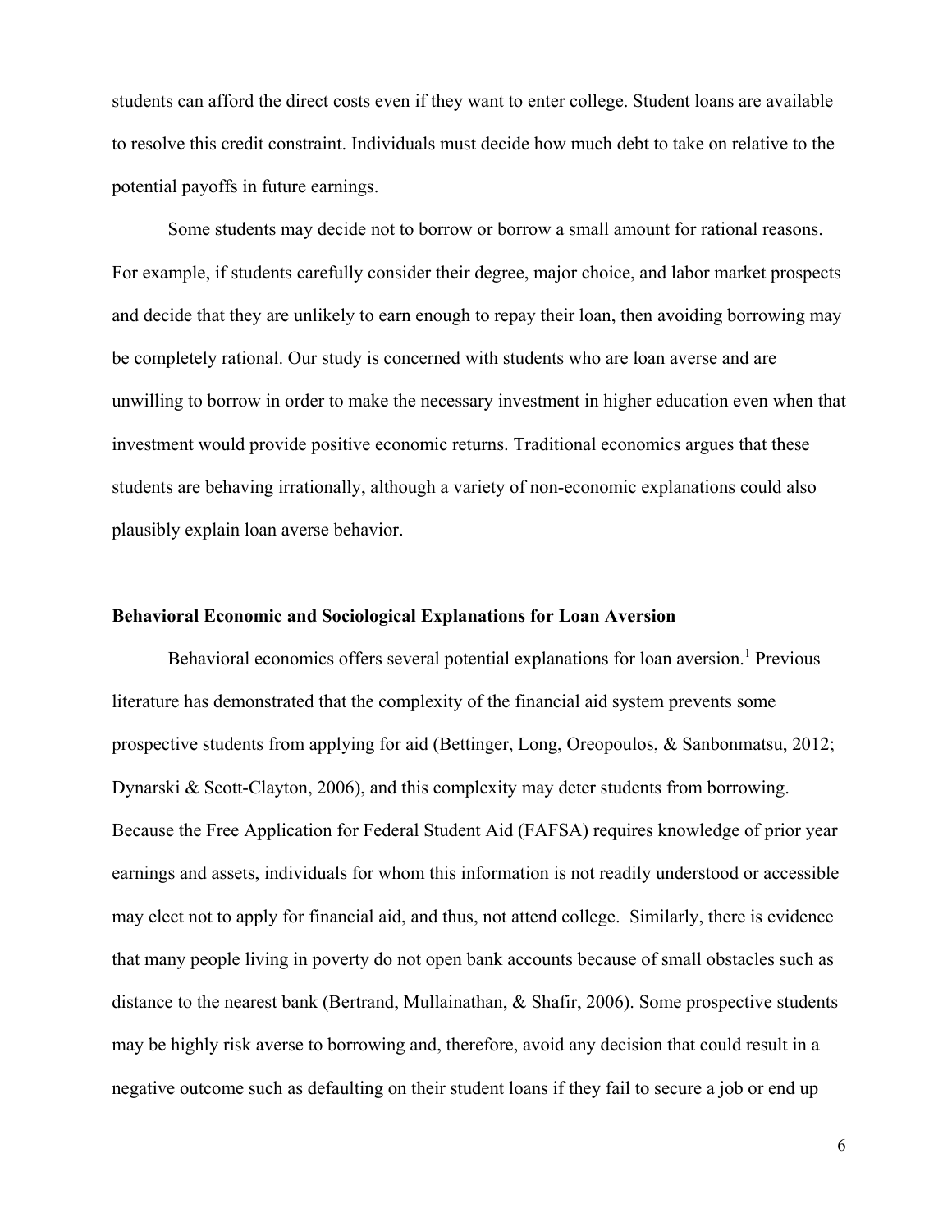students can afford the direct costs even if they want to enter college. Student loans are available to resolve this credit constraint. Individuals must decide how much debt to take on relative to the potential payoffs in future earnings.

Some students may decide not to borrow or borrow a small amount for rational reasons. For example, if students carefully consider their degree, major choice, and labor market prospects and decide that they are unlikely to earn enough to repay their loan, then avoiding borrowing may be completely rational. Our study is concerned with students who are loan averse and are unwilling to borrow in order to make the necessary investment in higher education even when that investment would provide positive economic returns. Traditional economics argues that these students are behaving irrationally, although a variety of non-economic explanations could also plausibly explain loan averse behavior.

**Behavioral Economic and Sociological Explanations for Loan Aversion**

Behavioral economics offers several potential explanations for loan aversion.[1] Previous literature has demonstrated that the complexity of the financial aid system prevents some prospective students from applying for aid (Bettinger, Long, Oreopoulos, & Sanbonmatsu, 2012; Dynarski & Scott-Clayton, 2006), and this complexity may deter students from borrowing. Because the Free Application for Federal Student Aid (FAFSA) requires knowledge of prior year earnings and assets, individuals for whom this information is not readily understood or accessible may elect not to apply for financial aid, and thus, not attend college. Similarly, there is evidence that many people living in poverty do not open bank accounts because of small obstacles such as distance to the nearest bank (Bertrand, Mullainathan, & Shafir, 2006). Some prospective students may be highly risk averse to borrowing and, therefore, avoid any decision that could result in a negative outcome such as defaulting on their student loans if they fail to secure a job or end up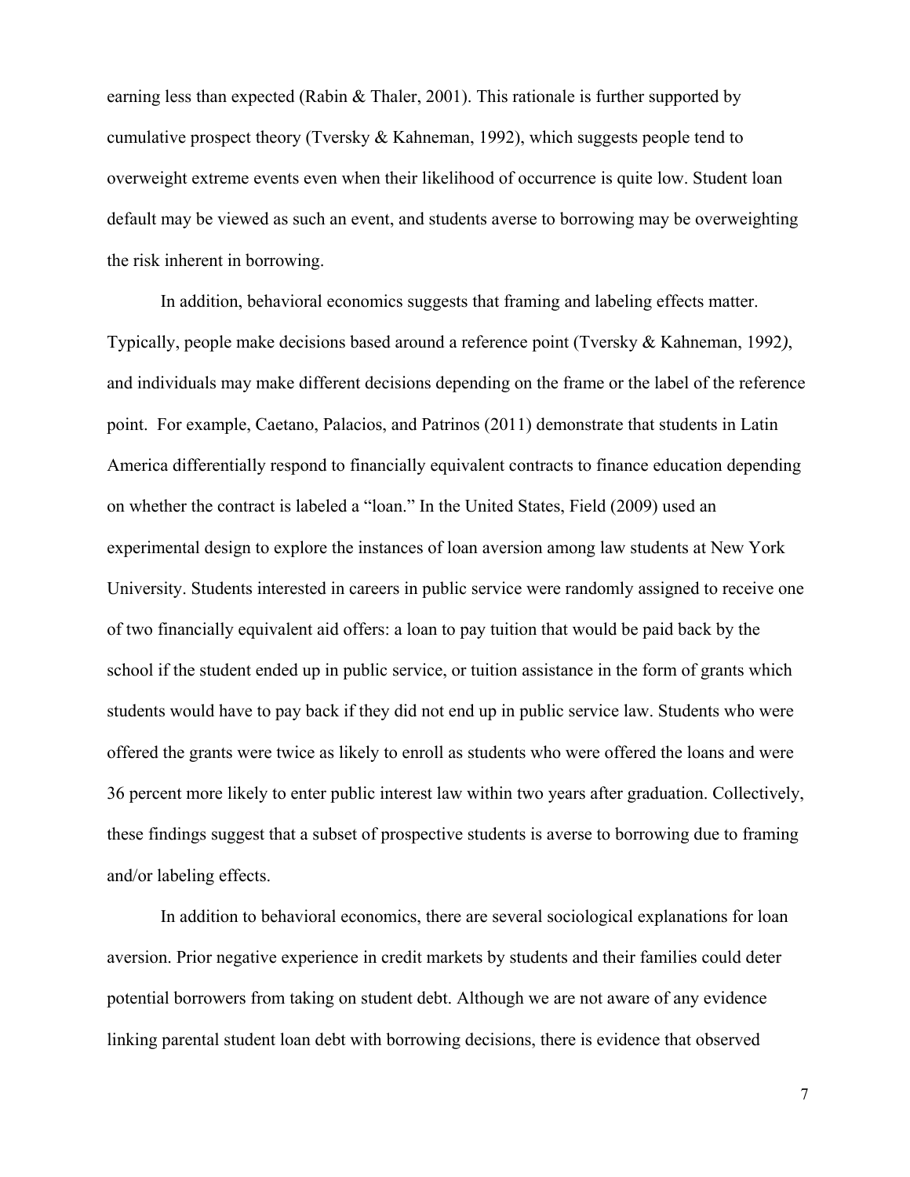earning less than expected (Rabin & Thaler, 2001). This rationale is further supported by cumulative prospect theory (Tversky & Kahneman, 1992), which suggests people tend to overweight extreme events even when their likelihood of occurrence is quite low. Student loan default may be viewed as such an event, and students averse to borrowing may be overweighting the risk inherent in borrowing.

In addition, behavioral economics suggests that framing and labeling effects matter. Typically, people make decisions based around a reference point (Tversky & Kahneman, 1992), and individuals may make different decisions depending on the frame or the label of the reference point. For example, Caetano, Palacios, and Patrinos (2011) demonstrate that students in Latin America differentially respond to financially equivalent contracts to finance education depending on whether the contract is labeled a "loan." In the United States, Field (2009) used an experimental design to explore the instances of loan aversion among law students at New York University. Students interested in careers in public service were randomly assigned to receive one of two financially equivalent aid offers: a loan to pay tuition that would be paid back by the school if the student ended up in public service, or tuition assistance in the form of grants which students would have to pay back if they did not end up in public service law. Students who were offered the grants were twice as likely to enroll as students who were offered the loans and were 36 percent more likely to enter public interest law within two years after graduation. Collectively, these findings suggest that a subset of prospective students is averse to borrowing due to framing and/or labeling effects.

In addition to behavioral economics, there are several sociological explanations for loan aversion. Prior negative experience in credit markets by students and their families could deter potential borrowers from taking on student debt. Although we are not aware of any evidence linking parental student loan debt with borrowing decisions, there is evidence that observed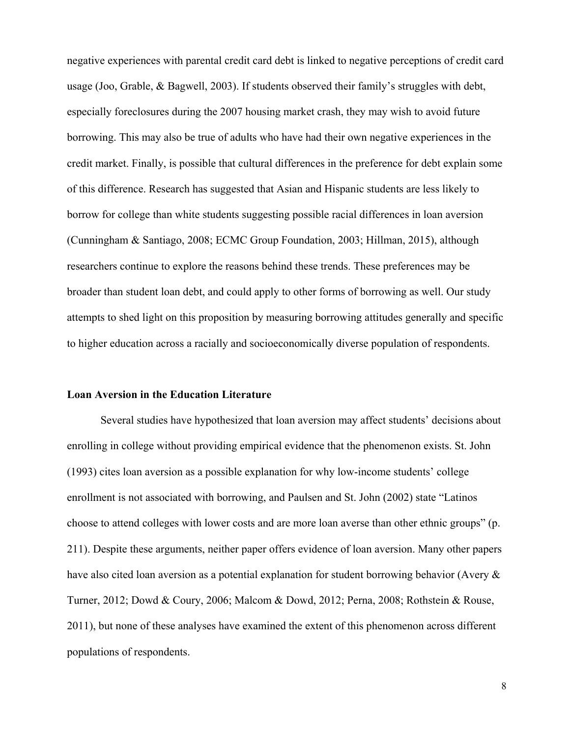negative experiences with parental credit card debt is linked to negative perceptions of credit card usage (Joo, Grable, & Bagwell, 2003). If students observed their family's struggles with debt, especially foreclosures during the 2007 housing market crash, they may wish to avoid future borrowing. This may also be true of adults who have had their own negative experiences in the credit market. Finally, is possible that cultural differences in the preference for debt explain some of this difference. Research has suggested that Asian and Hispanic students are less likely to borrow for college than white students suggesting possible racial differences in loan aversion (Cunningham & Santiago, 2008; ECMC Group Foundation, 2003; Hillman, 2015), although researchers continue to explore the reasons behind these trends. These preferences may be broader than student loan debt, and could apply to other forms of borrowing as well. Our study attempts to shed light on this proposition by measuring borrowing attitudes generally and specific to higher education across a racially and socioeconomically diverse population of respondents.

## Loan Aversion in the Education Literature

Several studies have hypothesized that loan aversion may affect students' decisions about enrolling in college without providing empirical evidence that the phenomenon exists. St. John (1993) cites loan aversion as a possible explanation for why low-income students' college enrollment is not associated with borrowing, and Paulsen and St. John (2002) state "Latinos choose to attend colleges with lower costs and are more loan averse than other ethnic groups" (p. 211). Despite these arguments, neither paper offers evidence of loan aversion. Many other papers have also cited loan aversion as a potential explanation for student borrowing behavior (Avery & Turner, 2012; Dowd & Coury, 2006; Malcom & Dowd, 2012; Perna, 2008; Rothstein & Rouse, 2011), but none of these analyses have examined the extent of this phenomenon across different populations of respondents.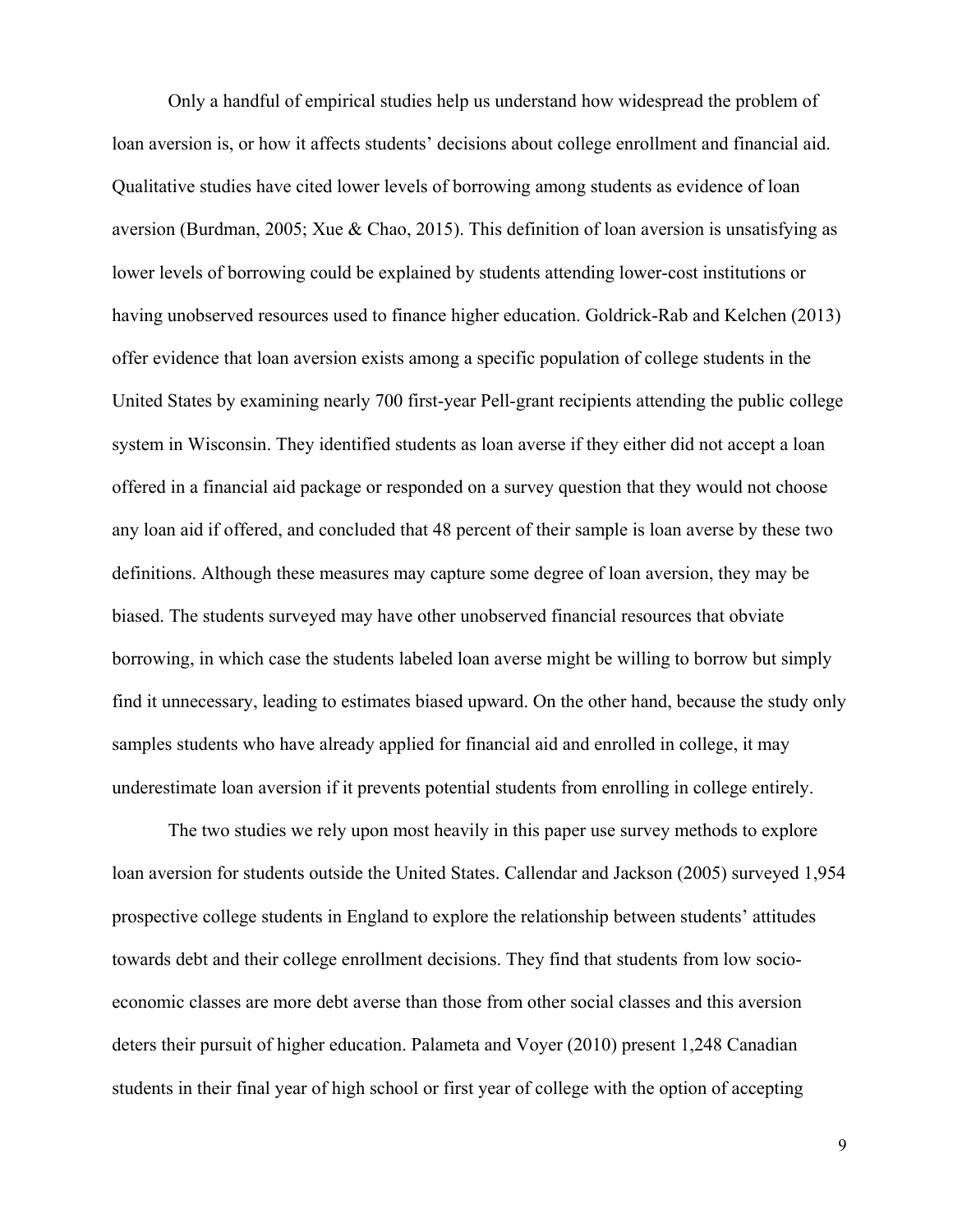Only a handful of empirical studies help us understand how widespread the problem of loan aversion is, or how it affects students' decisions about college enrollment and financial aid. Qualitative studies have cited lower levels of borrowing among students as evidence of loan aversion (Burdman, 2005; Xue & Chao, 2015). This definition of loan aversion is unsatisfying as lower levels of borrowing could be explained by students attending lower-cost institutions or having unobserved resources used to finance higher education. Goldrick-Rab and Kelchen (2013) offer evidence that loan aversion exists among a specific population of college students in the United States by examining nearly 700 first-year Pell-grant recipients attending the public college system in Wisconsin. They identified students as loan averse if they either did not accept a loan offered in a financial aid package or responded on a survey question that they would not choose any loan aid if offered, and concluded that 48 percent of their sample is loan averse by these two definitions. Although these measures may capture some degree of loan aversion, they may be biased. The students surveyed may have other unobserved financial resources that obviate borrowing, in which case the students labeled loan averse might be willing to borrow but simply find it unnecessary, leading to estimates biased upward. On the other hand, because the study only samples students who have already applied for financial aid and enrolled in college, it may underestimate loan aversion if it prevents potential students from enrolling in college entirely.

The two studies we rely upon most heavily in this paper use survey methods to explore loan aversion for students outside the United States. Callendar and Jackson (2005) surveyed 1,954 prospective college students in England to explore the relationship between students' attitudes towards debt and their college enrollment decisions. They find that students from low socio-economic classes are more debt averse than those from other social classes and this aversion deters their pursuit of higher education. Palameta and Voyer (2010) present 1,248 Canadian students in their final year of high school or first year of college with the option of accepting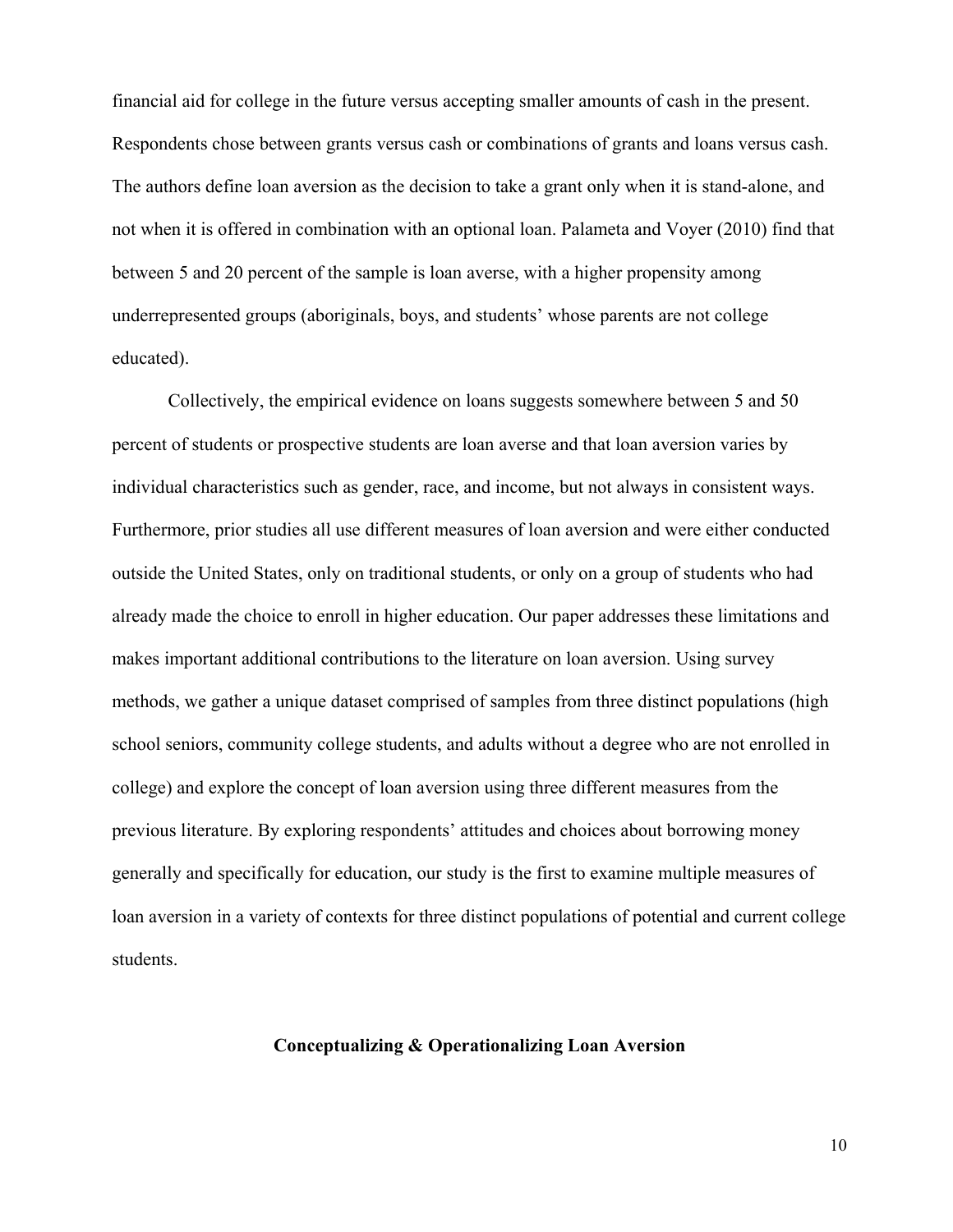financial aid for college in the future versus accepting smaller amounts of cash in the present. Respondents chose between grants versus cash or combinations of grants and loans versus cash. The authors define loan aversion as the decision to take a grant only when it is stand-alone, and not when it is offered in combination with an optional loan. Palameta and Voyer (2010) find that between 5 and 20 percent of the sample is loan averse, with a higher propensity among underrepresented groups (aboriginals, boys, and students' whose parents are not college educated).

Collectively, the empirical evidence on loans suggests somewhere between 5 and 50 percent of students or prospective students are loan averse and that loan aversion varies by individual characteristics such as gender, race, and income, but not always in consistent ways. Furthermore, prior studies all use different measures of loan aversion and were either conducted outside the United States, only on traditional students, or only on a group of students who had already made the choice to enroll in higher education. Our paper addresses these limitations and makes important additional contributions to the literature on loan aversion. Using survey methods, we gather a unique dataset comprised of samples from three distinct populations (high school seniors, community college students, and adults without a degree who are not enrolled in college) and explore the concept of loan aversion using three different measures from the previous literature. By exploring respondents' attitudes and choices about borrowing money generally and specifically for education, our study is the first to examine multiple measures of loan aversion in a variety of contexts for three distinct populations of potential and current college students.

## Conceptualizing & Operationalizing Loan Aversion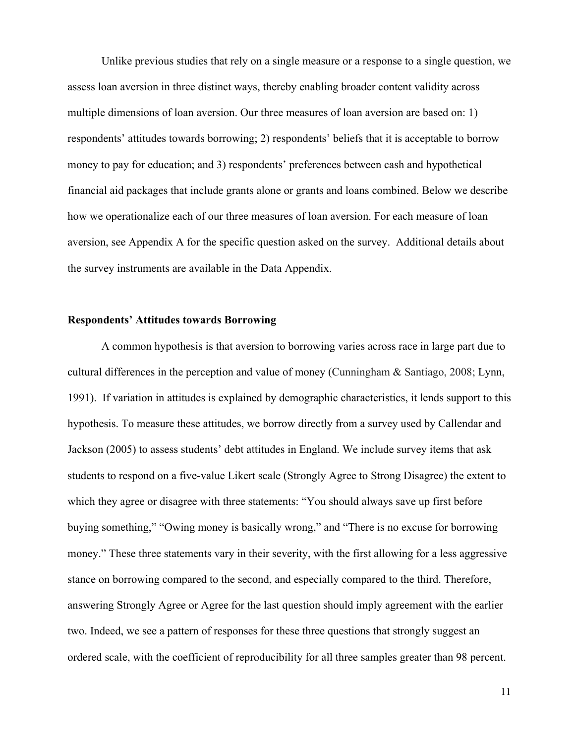Unlike previous studies that rely on a single measure or a response to a single question, we assess loan aversion in three distinct ways, thereby enabling broader content validity across multiple dimensions of loan aversion. Our three measures of loan aversion are based on: 1) respondents' attitudes towards borrowing; 2) respondents' beliefs that it is acceptable to borrow money to pay for education; and 3) respondents' preferences between cash and hypothetical financial aid packages that include grants alone or grants and loans combined. Below we describe how we operationalize each of our three measures of loan aversion. For each measure of loan aversion, see Appendix A for the specific question asked on the survey. Additional details about the survey instruments are available in the Data Appendix.

**Respondents' Attitudes towards Borrowing**

A common hypothesis is that aversion to borrowing varies across race in large part due to cultural differences in the perception and value of money (Cunningham & Santiago, 2008; Lynn, 1991). If variation in attitudes is explained by demographic characteristics, it lends support to this hypothesis. To measure these attitudes, we borrow directly from a survey used by Callendar and Jackson (2005) to assess students' debt attitudes in England. We include survey items that ask students to respond on a five-value Likert scale (Strongly Agree to Strong Disagree) the extent to which they agree or disagree with three statements: "You should always save up first before buying something," "Owing money is basically wrong," and "There is no excuse for borrowing money." These three statements vary in their severity, with the first allowing for a less aggressive stance on borrowing compared to the second, and especially compared to the third. Therefore, answering Strongly Agree or Agree for the last question should imply agreement with the earlier two. Indeed, we see a pattern of responses for these three questions that strongly suggest an ordered scale, with the coefficient of reproducibility for all three samples greater than 98 percent.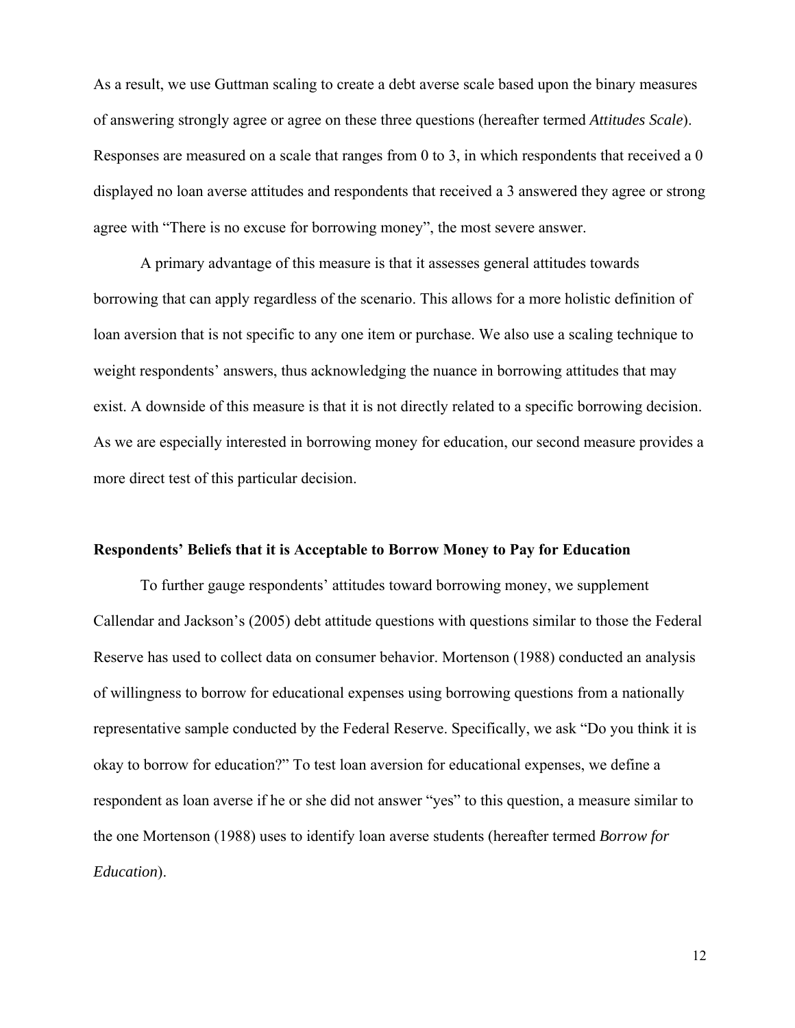As a result, we use Guttman scaling to create a debt averse scale based upon the binary measures of answering strongly agree or agree on these three questions (hereafter termed *Attitudes Scale*). Responses are measured on a scale that ranges from 0 to 3, in which respondents that received a 0 displayed no loan averse attitudes and respondents that received a 3 answered they agree or strong agree with "There is no excuse for borrowing money", the most severe answer.

A primary advantage of this measure is that it assesses general attitudes towards borrowing that can apply regardless of the scenario. This allows for a more holistic definition of loan aversion that is not specific to any one item or purchase. We also use a scaling technique to weight respondents' answers, thus acknowledging the nuance in borrowing attitudes that may exist. A downside of this measure is that it is not directly related to a specific borrowing decision. As we are especially interested in borrowing money for education, our second measure provides a more direct test of this particular decision.

**Respondents' Beliefs that it is Acceptable to Borrow Money to Pay for Education**

To further gauge respondents' attitudes toward borrowing money, we supplement Callendar and Jackson's (2005) debt attitude questions with questions similar to those the Federal Reserve has used to collect data on consumer behavior. Mortenson (1988) conducted an analysis of willingness to borrow for educational expenses using borrowing questions from a nationally representative sample conducted by the Federal Reserve. Specifically, we ask "Do you think it is okay to borrow for education?" To test loan aversion for educational expenses, we define a respondent as loan averse if he or she did not answer "yes" to this question, a measure similar to the one Mortenson (1988) uses to identify loan averse students (hereafter termed *Borrow for Education*).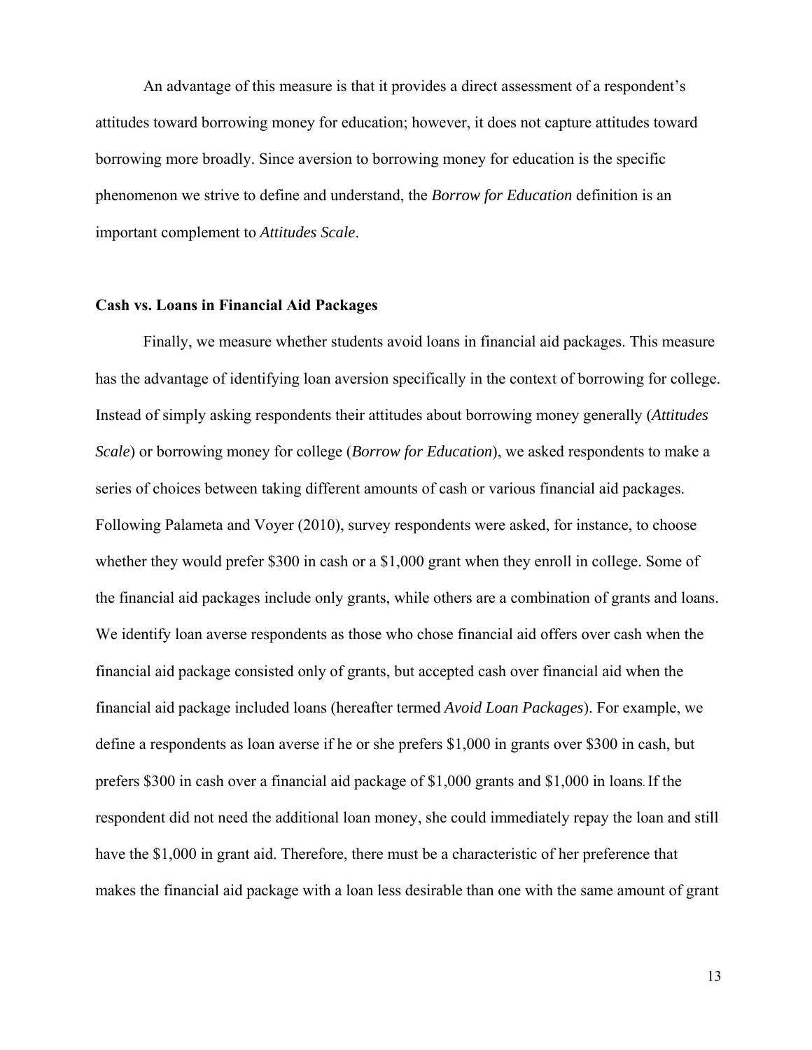An advantage of this measure is that it provides a direct assessment of a respondent's attitudes toward borrowing money for education; however, it does not capture attitudes toward borrowing more broadly. Since aversion to borrowing money for education is the specific phenomenon we strive to define and understand, the *Borrow for Education* definition is an important complement to *Attitudes Scale*.

### Cash vs. Loans in Financial Aid Packages

Finally, we measure whether students avoid loans in financial aid packages. This measure has the advantage of identifying loan aversion specifically in the context of borrowing for college. Instead of simply asking respondents their attitudes about borrowing money generally (*Attitudes Scale*) or borrowing money for college (*Borrow for Education*), we asked respondents to make a series of choices between taking different amounts of cash or various financial aid packages. Following Palameta and Voyer (2010), survey respondents were asked, for instance, to choose whether they would prefer $300 in cash or a $1,000 grant when they enroll in college. Some of the financial aid packages include only grants, while others are a combination of grants and loans. We identify loan averse respondents as those who chose financial aid offers over cash when the financial aid package consisted only of grants, but accepted cash over financial aid when the financial aid package included loans (hereafter termed *Avoid Loan Packages*). For example, we define a respondents as loan averse if he or she prefers $1,000 in grants over $300 in cash, but prefers $300 in cash over a financial aid package of $1,000 grants and $1,000 in loans. If the respondent did not need the additional loan money, she could immediately repay the loan and still have the $1,000 in grant aid. Therefore, there must be a characteristic of her preference that makes the financial aid package with a loan less desirable than one with the same amount of grant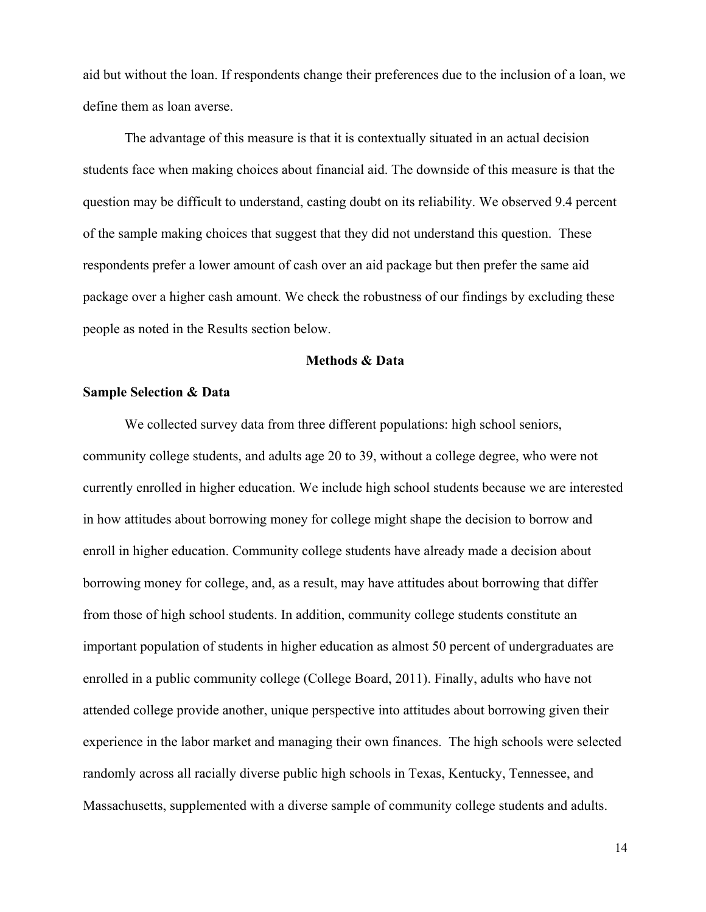aid but without the loan. If respondents change their preferences due to the inclusion of a loan, we define them as loan averse.

The advantage of this measure is that it is contextually situated in an actual decision students face when making choices about financial aid. The downside of this measure is that the question may be difficult to understand, casting doubt on its reliability. We observed 9.4 percent of the sample making choices that suggest that they did not understand this question. These respondents prefer a lower amount of cash over an aid package but then prefer the same aid package over a higher cash amount. We check the robustness of our findings by excluding these people as noted in the Results section below.

## Methods & Data

### Sample Selection & Data

We collected survey data from three different populations: high school seniors, community college students, and adults age 20 to 39, without a college degree, who were not currently enrolled in higher education. We include high school students because we are interested in how attitudes about borrowing money for college might shape the decision to borrow and enroll in higher education. Community college students have already made a decision about borrowing money for college, and, as a result, may have attitudes about borrowing that differ from those of high school students. In addition, community college students constitute an important population of students in higher education as almost 50 percent of undergraduates are enrolled in a public community college (College Board, 2011). Finally, adults who have not attended college provide another, unique perspective into attitudes about borrowing given their experience in the labor market and managing their own finances. The high schools were selected randomly across all racially diverse public high schools in Texas, Kentucky, Tennessee, and Massachusetts, supplemented with a diverse sample of community college students and adults.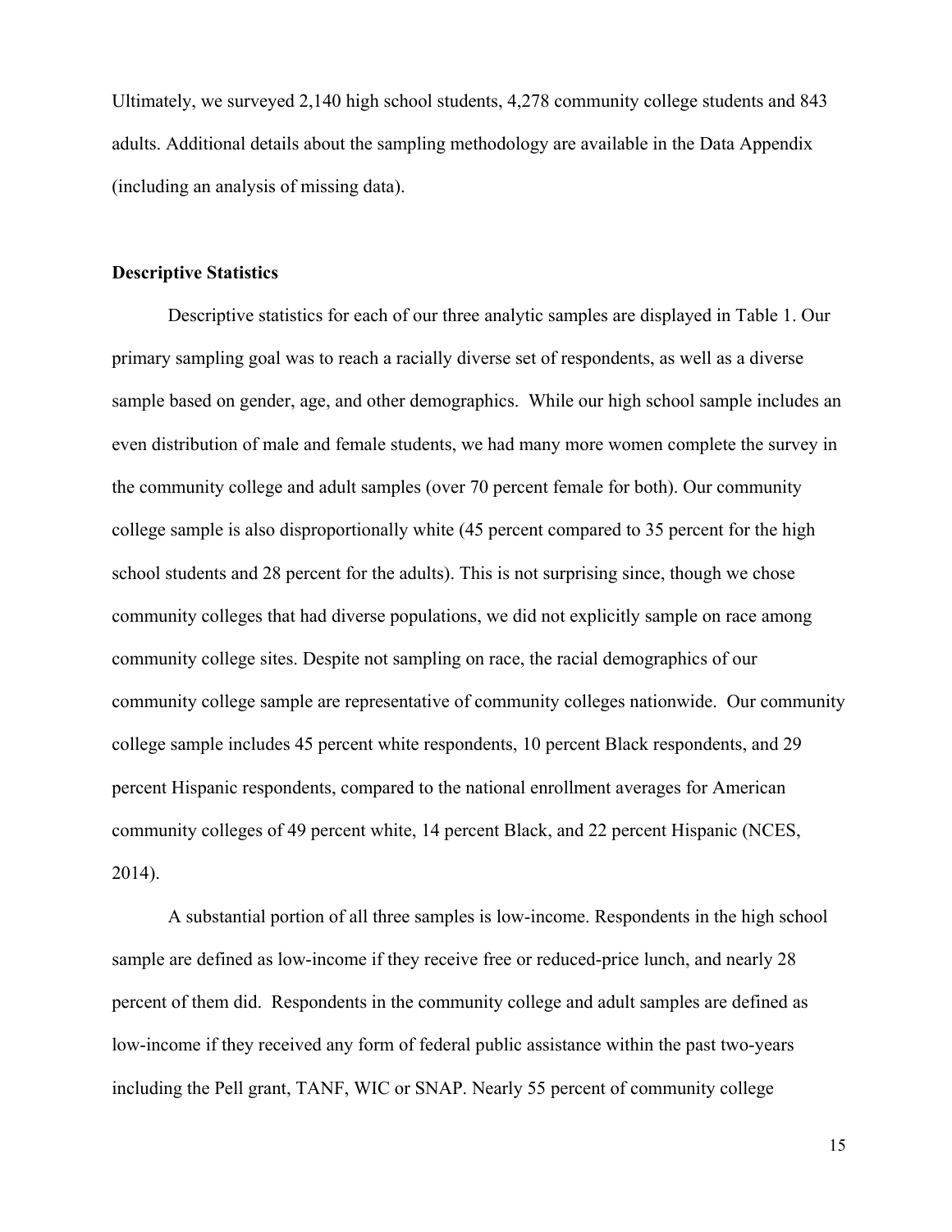Ultimately, we surveyed 2,140 high school students, 4,278 community college students and 843 adults. Additional details about the sampling methodology are available in the Data Appendix (including an analysis of missing data).

## Descriptive Statistics

Descriptive statistics for each of our three analytic samples are displayed in Table 1. Our primary sampling goal was to reach a racially diverse set of respondents, as well as a diverse sample based on gender, age, and other demographics. While our high school sample includes an even distribution of male and female students, we had many more women complete the survey in the community college and adult samples (over 70 percent female for both). Our community college sample is also disproportionally white (45 percent compared to 35 percent for the high school students and 28 percent for the adults). This is not surprising since, though we chose community colleges that had diverse populations, we did not explicitly sample on race among community college sites. Despite not sampling on race, the racial demographics of our community college sample are representative of community colleges nationwide. Our community college sample includes 45 percent white respondents, 10 percent Black respondents, and 29 percent Hispanic respondents, compared to the national enrollment averages for American community colleges of 49 percent white, 14 percent Black, and 22 percent Hispanic (NCES, 2014).

A substantial portion of all three samples is low-income. Respondents in the high school sample are defined as low-income if they receive free or reduced-price lunch, and nearly 28 percent of them did. Respondents in the community college and adult samples are defined as low-income if they received any form of federal public assistance within the past two-years including the Pell grant, TANF, WIC or SNAP. Nearly 55 percent of community college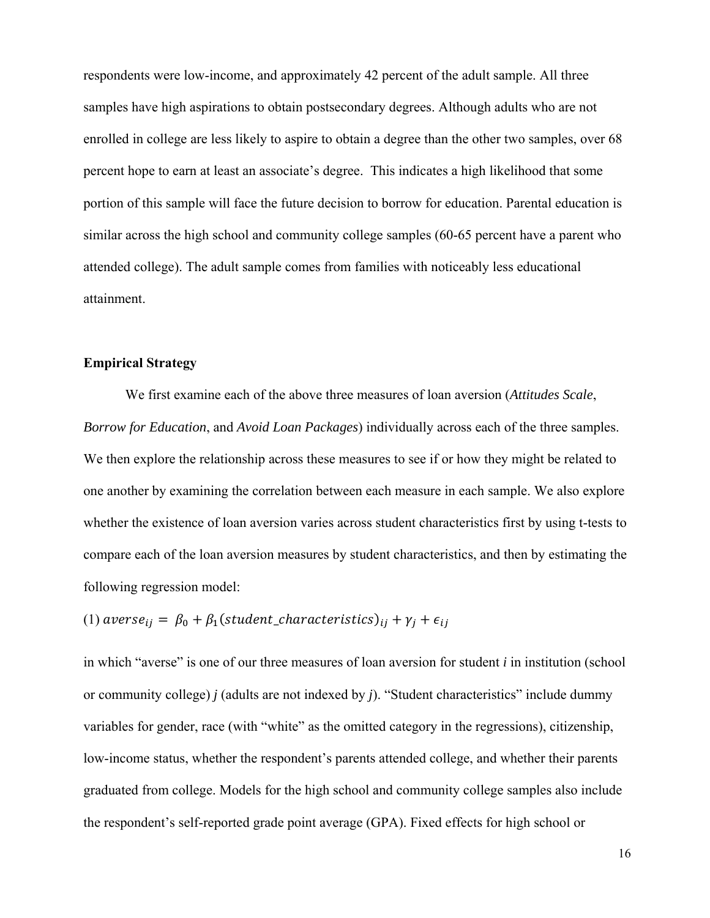respondents were low-income, and approximately 42 percent of the adult sample. All three samples have high aspirations to obtain postsecondary degrees. Although adults who are not enrolled in college are less likely to aspire to obtain a degree than the other two samples, over 68 percent hope to earn at least an associate's degree. This indicates a high likelihood that some portion of this sample will face the future decision to borrow for education. Parental education is similar across the high school and community college samples (60-65 percent have a parent who attended college). The adult sample comes from families with noticeably less educational attainment.

## Empirical Strategy

We first examine each of the above three measures of loan aversion (*Attitudes Scale*, *Borrow for Education*, and *Avoid Loan Packages*) individually across each of the three samples. We then explore the relationship across these measures to see if or how they might be related to one another by examining the correlation between each measure in each sample. We also explore whether the existence of loan aversion varies across student characteristics first by using t-tests to compare each of the loan aversion measures by student characteristics, and then by estimating the following regression model:

(1) $averse_{ij} = \beta_0 + \beta_1(student\_characteristics)_{ij} + \gamma_j + \epsilon_{ij}$

in which "averse" is one of our three measures of loan aversion for student *i* in institution (school or community college) *j* (adults are not indexed by *j*). "Student characteristics" include dummy variables for gender, race (with "white" as the omitted category in the regressions), citizenship, low-income status, whether the respondent's parents attended college, and whether their parents graduated from college. Models for the high school and community college samples also include the respondent's self-reported grade point average (GPA). Fixed effects for high school or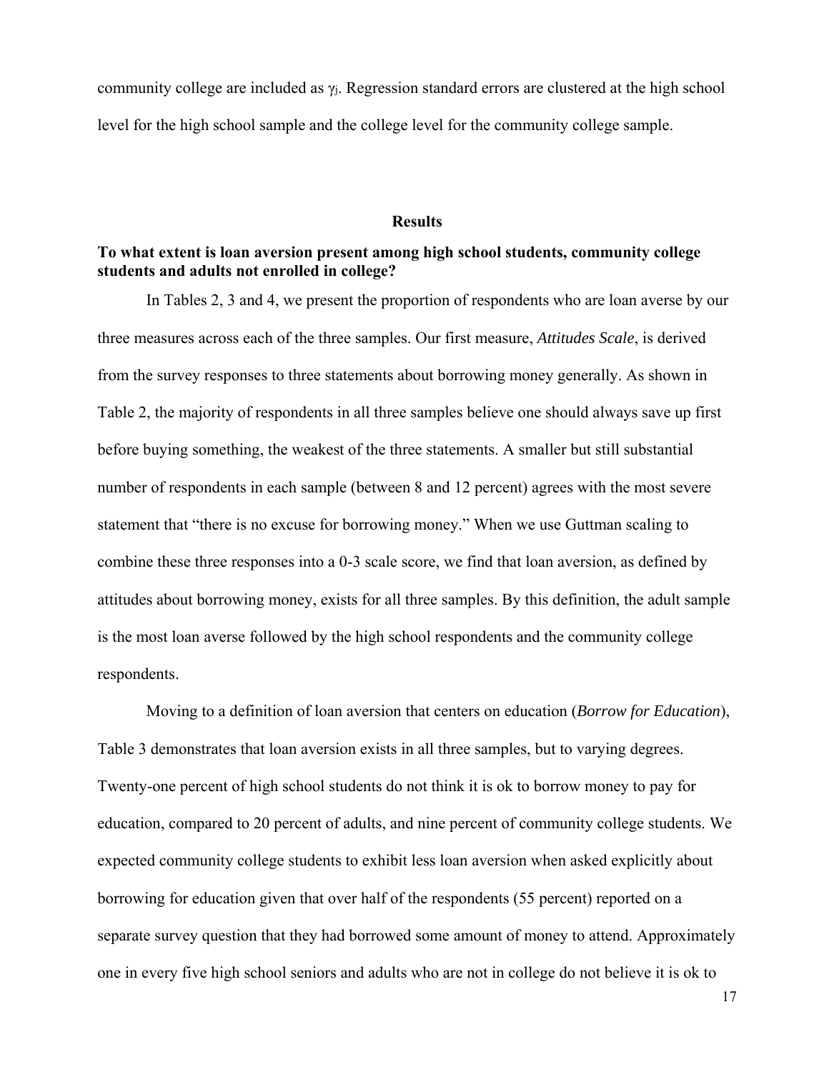community college are included as $\gamma_j$. Regression standard errors are clustered at the high school level for the high school sample and the college level for the community college sample.

## Results

### To what extent is loan aversion present among high school students, community college students and adults not enrolled in college?

In Tables 2, 3 and 4, we present the proportion of respondents who are loan averse by our three measures across each of the three samples. Our first measure, *Attitudes Scale*, is derived from the survey responses to three statements about borrowing money generally. As shown in Table 2, the majority of respondents in all three samples believe one should always save up first before buying something, the weakest of the three statements. A smaller but still substantial number of respondents in each sample (between 8 and 12 percent) agrees with the most severe statement that "there is no excuse for borrowing money." When we use Guttman scaling to combine these three responses into a 0-3 scale score, we find that loan aversion, as defined by attitudes about borrowing money, exists for all three samples. By this definition, the adult sample is the most loan averse followed by the high school respondents and the community college respondents.

Moving to a definition of loan aversion that centers on education (*Borrow for Education*), Table 3 demonstrates that loan aversion exists in all three samples, but to varying degrees. Twenty-one percent of high school students do not think it is ok to borrow money to pay for education, compared to 20 percent of adults, and nine percent of community college students. We expected community college students to exhibit less loan aversion when asked explicitly about borrowing for education given that over half of the respondents (55 percent) reported on a separate survey question that they had borrowed some amount of money to attend. Approximately one in every five high school seniors and adults who are not in college do not believe it is ok to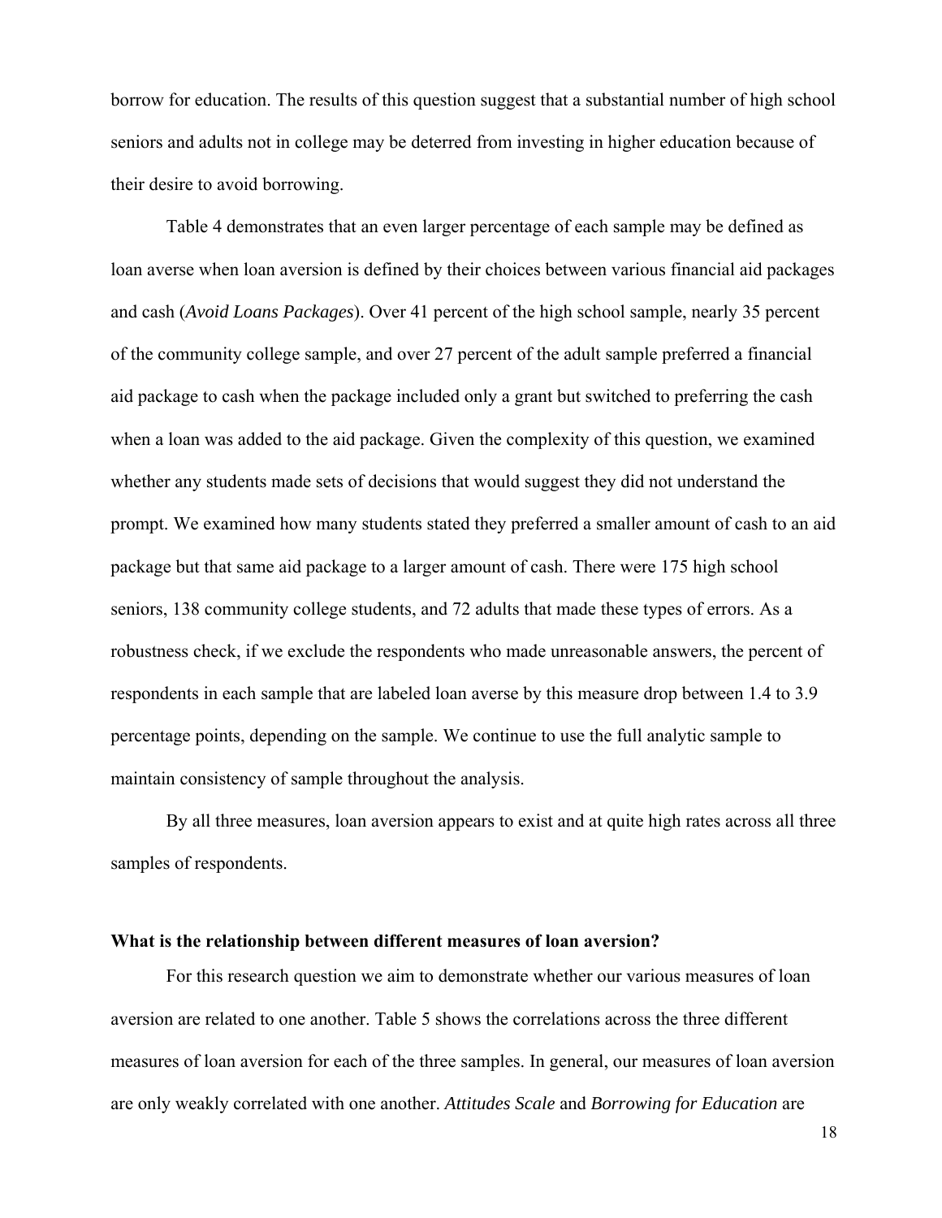borrow for education. The results of this question suggest that a substantial number of high school seniors and adults not in college may be deterred from investing in higher education because of their desire to avoid borrowing.

Table 4 demonstrates that an even larger percentage of each sample may be defined as loan averse when loan aversion is defined by their choices between various financial aid packages and cash (*Avoid Loans Packages*). Over 41 percent of the high school sample, nearly 35 percent of the community college sample, and over 27 percent of the adult sample preferred a financial aid package to cash when the package included only a grant but switched to preferring the cash when a loan was added to the aid package. Given the complexity of this question, we examined whether any students made sets of decisions that would suggest they did not understand the prompt. We examined how many students stated they preferred a smaller amount of cash to an aid package but that same aid package to a larger amount of cash. There were 175 high school seniors, 138 community college students, and 72 adults that made these types of errors. As a robustness check, if we exclude the respondents who made unreasonable answers, the percent of respondents in each sample that are labeled loan averse by this measure drop between 1.4 to 3.9 percentage points, depending on the sample. We continue to use the full analytic sample to maintain consistency of sample throughout the analysis.

By all three measures, loan aversion appears to exist and at quite high rates across all three samples of respondents.

**What is the relationship between different measures of loan aversion?**

For this research question we aim to demonstrate whether our various measures of loan aversion are related to one another. Table 5 shows the correlations across the three different measures of loan aversion for each of the three samples. In general, our measures of loan aversion are only weakly correlated with one another. *Attitudes Scale* and *Borrowing for Education* are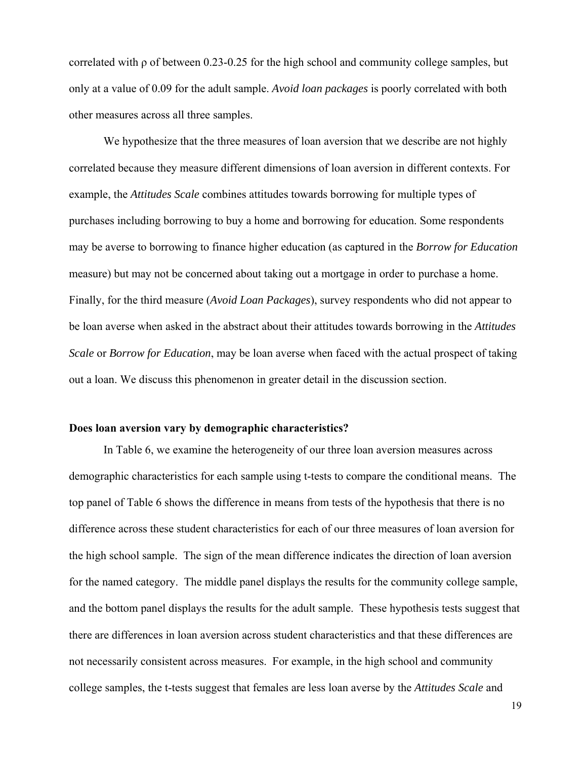correlated with ρ of between 0.23-0.25 for the high school and community college samples, but only at a value of 0.09 for the adult sample. *Avoid loan packages* is poorly correlated with both other measures across all three samples.

We hypothesize that the three measures of loan aversion that we describe are not highly correlated because they measure different dimensions of loan aversion in different contexts. For example, the *Attitudes Scale* combines attitudes towards borrowing for multiple types of purchases including borrowing to buy a home and borrowing for education. Some respondents may be averse to borrowing to finance higher education (as captured in the *Borrow for Education* measure) but may not be concerned about taking out a mortgage in order to purchase a home. Finally, for the third measure (*Avoid Loan Packages*), survey respondents who did not appear to be loan averse when asked in the abstract about their attitudes towards borrowing in the *Attitudes Scale* or *Borrow for Education*, may be loan averse when faced with the actual prospect of taking out a loan. We discuss this phenomenon in greater detail in the discussion section.

**Does loan aversion vary by demographic characteristics?**

In Table 6, we examine the heterogeneity of our three loan aversion measures across demographic characteristics for each sample using t-tests to compare the conditional means. The top panel of Table 6 shows the difference in means from tests of the hypothesis that there is no difference across these student characteristics for each of our three measures of loan aversion for the high school sample. The sign of the mean difference indicates the direction of loan aversion for the named category. The middle panel displays the results for the community college sample, and the bottom panel displays the results for the adult sample. These hypothesis tests suggest that there are differences in loan aversion across student characteristics and that these differences are not necessarily consistent across measures. For example, in the high school and community college samples, the t-tests suggest that females are less loan averse by the *Attitudes Scale* and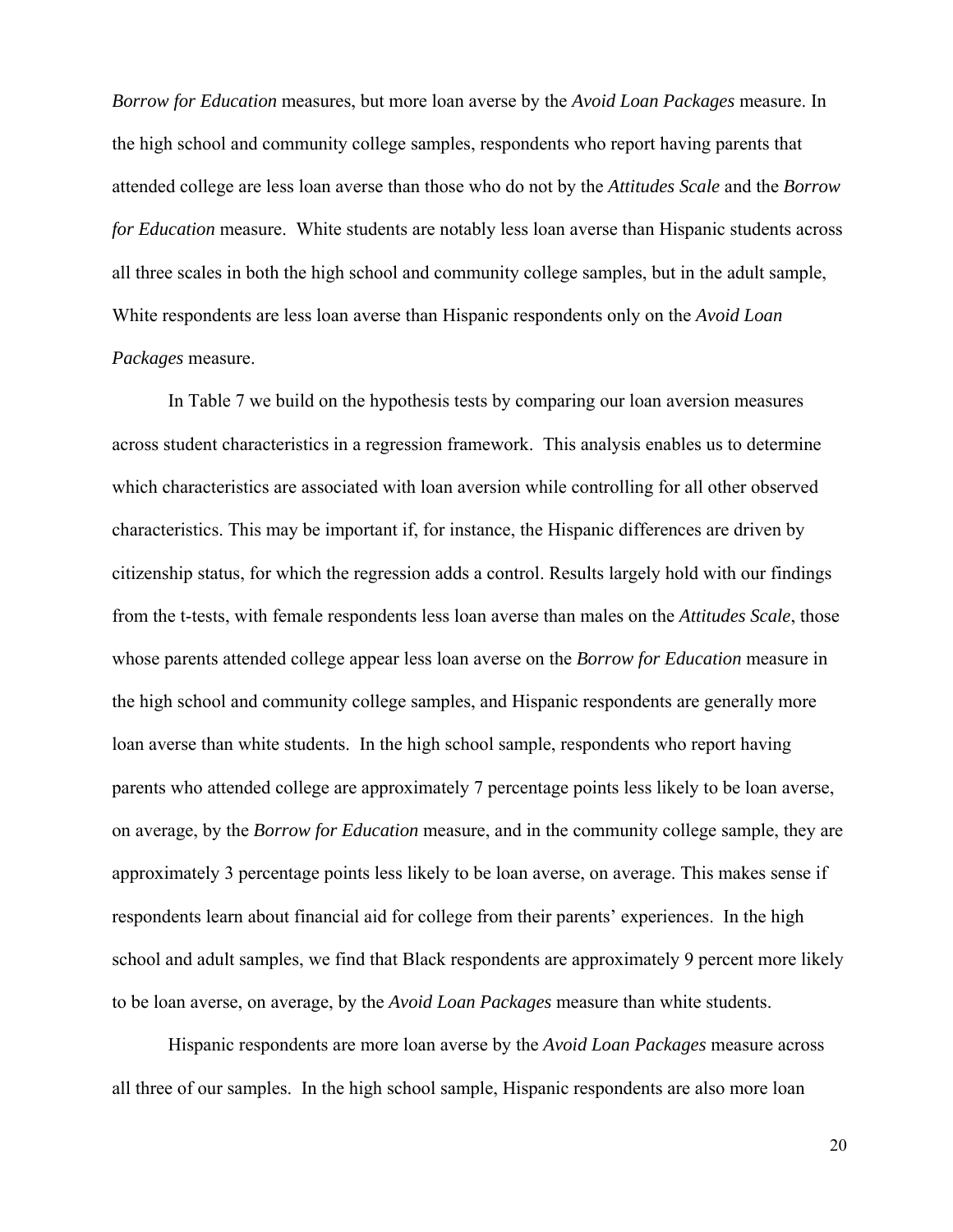*Borrow for Education* measures, but more loan averse by the *Avoid Loan Packages* measure. In the high school and community college samples, respondents who report having parents that attended college are less loan averse than those who do not by the *Attitudes Scale* and the *Borrow for Education* measure. White students are notably less loan averse than Hispanic students across all three scales in both the high school and community college samples, but in the adult sample, White respondents are less loan averse than Hispanic respondents only on the *Avoid Loan Packages* measure.

In Table 7 we build on the hypothesis tests by comparing our loan aversion measures across student characteristics in a regression framework. This analysis enables us to determine which characteristics are associated with loan aversion while controlling for all other observed characteristics. This may be important if, for instance, the Hispanic differences are driven by citizenship status, for which the regression adds a control. Results largely hold with our findings from the t-tests, with female respondents less loan averse than males on the *Attitudes Scale*, those whose parents attended college appear less loan averse on the *Borrow for Education* measure in the high school and community college samples, and Hispanic respondents are generally more loan averse than white students. In the high school sample, respondents who report having parents who attended college are approximately 7 percentage points less likely to be loan averse, on average, by the *Borrow for Education* measure, and in the community college sample, they are approximately 3 percentage points less likely to be loan averse, on average. This makes sense if respondents learn about financial aid for college from their parents' experiences. In the high school and adult samples, we find that Black respondents are approximately 9 percent more likely to be loan averse, on average, by the *Avoid Loan Packages* measure than white students.

Hispanic respondents are more loan averse by the *Avoid Loan Packages* measure across all three of our samples. In the high school sample, Hispanic respondents are also more loan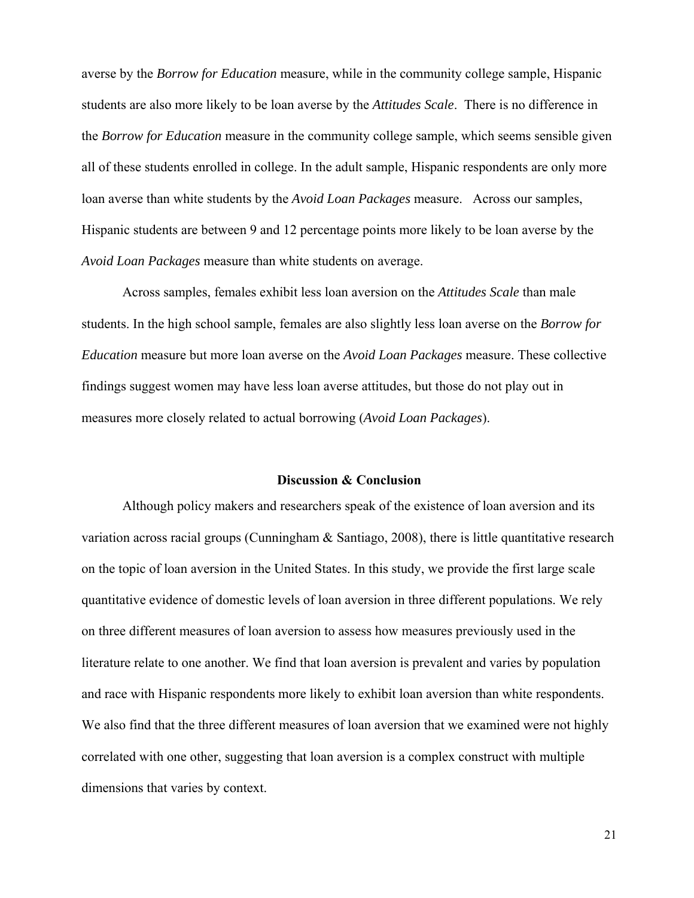averse by the *Borrow for Education* measure, while in the community college sample, Hispanic students are also more likely to be loan averse by the *Attitudes Scale*. There is no difference in the *Borrow for Education* measure in the community college sample, which seems sensible given all of these students enrolled in college. In the adult sample, Hispanic respondents are only more loan averse than white students by the *Avoid Loan Packages* measure. Across our samples, Hispanic students are between 9 and 12 percentage points more likely to be loan averse by the *Avoid Loan Packages* measure than white students on average.

Across samples, females exhibit less loan aversion on the *Attitudes Scale* than male students. In the high school sample, females are also slightly less loan averse on the *Borrow for Education* measure but more loan averse on the *Avoid Loan Packages* measure. These collective findings suggest women may have less loan averse attitudes, but those do not play out in measures more closely related to actual borrowing (*Avoid Loan Packages*).

## Discussion & Conclusion

Although policy makers and researchers speak of the existence of loan aversion and its variation across racial groups (Cunningham & Santiago, 2008), there is little quantitative research on the topic of loan aversion in the United States. In this study, we provide the first large scale quantitative evidence of domestic levels of loan aversion in three different populations. We rely on three different measures of loan aversion to assess how measures previously used in the literature relate to one another. We find that loan aversion is prevalent and varies by population and race with Hispanic respondents more likely to exhibit loan aversion than white respondents. We also find that the three different measures of loan aversion that we examined were not highly correlated with one other, suggesting that loan aversion is a complex construct with multiple dimensions that varies by context.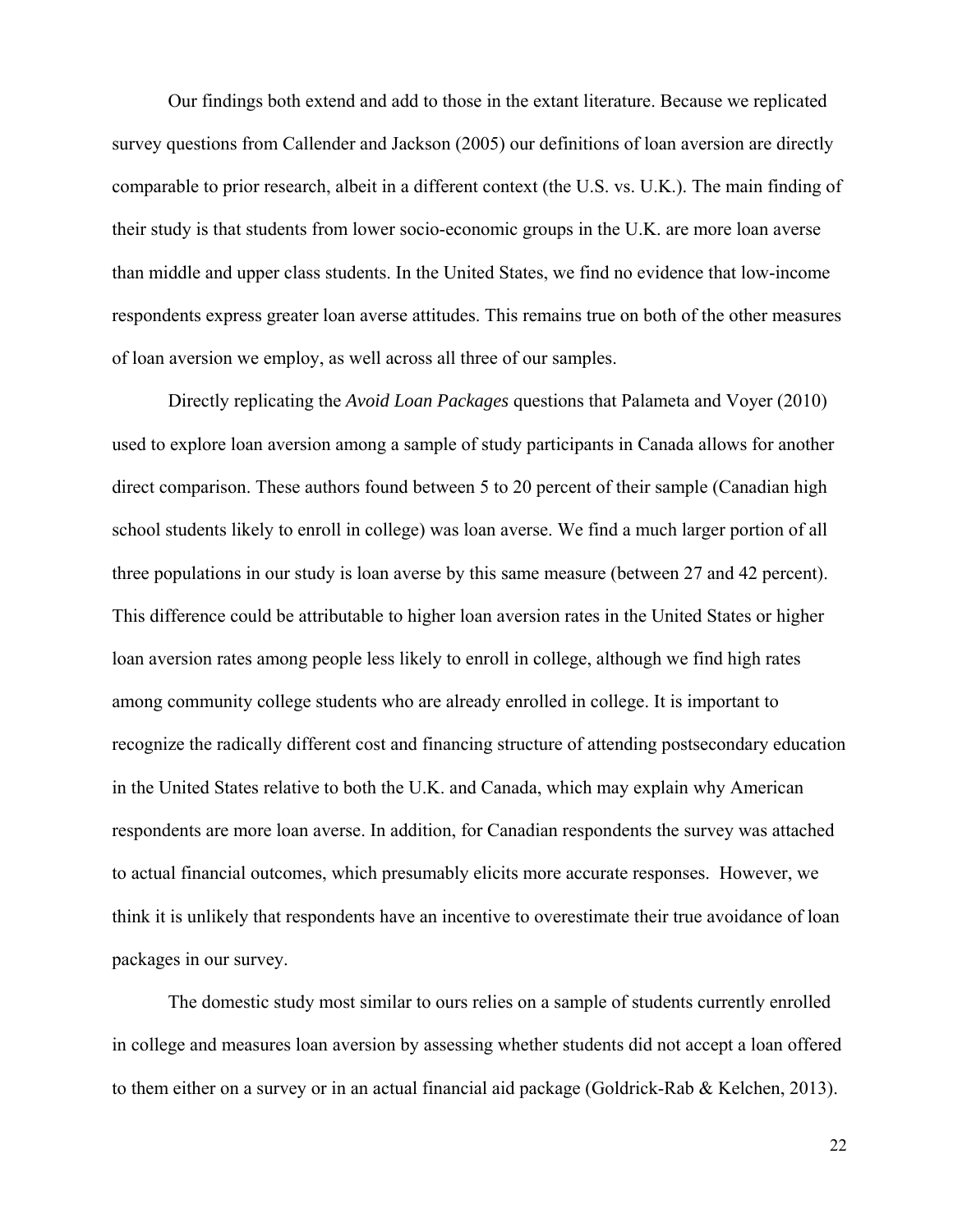Our findings both extend and add to those in the extant literature. Because we replicated survey questions from Callender and Jackson (2005) our definitions of loan aversion are directly comparable to prior research, albeit in a different context (the U.S. vs. U.K.). The main finding of their study is that students from lower socio-economic groups in the U.K. are more loan averse than middle and upper class students. In the United States, we find no evidence that low-income respondents express greater loan averse attitudes. This remains true on both of the other measures of loan aversion we employ, as well across all three of our samples.

Directly replicating the *Avoid Loan Packages* questions that Palameta and Voyer (2010) used to explore loan aversion among a sample of study participants in Canada allows for another direct comparison. These authors found between 5 to 20 percent of their sample (Canadian high school students likely to enroll in college) was loan averse. We find a much larger portion of all three populations in our study is loan averse by this same measure (between 27 and 42 percent). This difference could be attributable to higher loan aversion rates in the United States or higher loan aversion rates among people less likely to enroll in college, although we find high rates among community college students who are already enrolled in college. It is important to recognize the radically different cost and financing structure of attending postsecondary education in the United States relative to both the U.K. and Canada, which may explain why American respondents are more loan averse. In addition, for Canadian respondents the survey was attached to actual financial outcomes, which presumably elicits more accurate responses. However, we think it is unlikely that respondents have an incentive to overestimate their true avoidance of loan packages in our survey.

The domestic study most similar to ours relies on a sample of students currently enrolled in college and measures loan aversion by assessing whether students did not accept a loan offered to them either on a survey or in an actual financial aid package (Goldrick-Rab & Kelchen, 2013).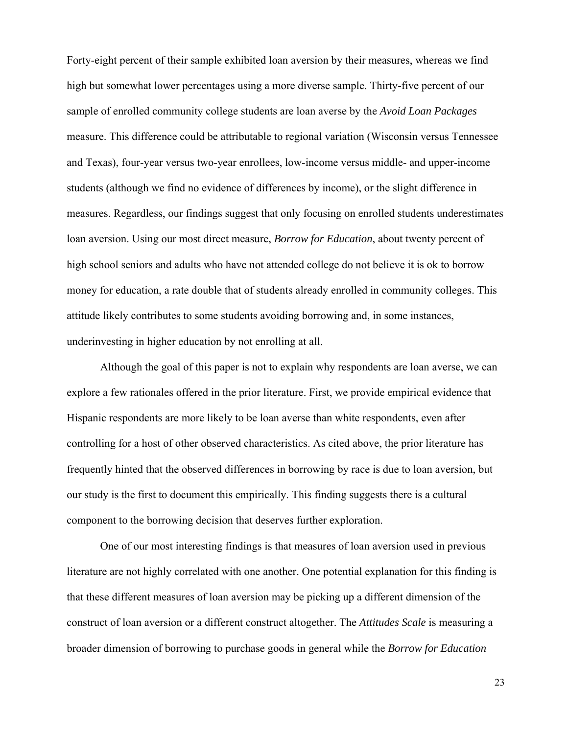Forty-eight percent of their sample exhibited loan aversion by their measures, whereas we find high but somewhat lower percentages using a more diverse sample. Thirty-five percent of our sample of enrolled community college students are loan averse by the *Avoid Loan Packages* measure. This difference could be attributable to regional variation (Wisconsin versus Tennessee and Texas), four-year versus two-year enrollees, low-income versus middle- and upper-income students (although we find no evidence of differences by income), or the slight difference in measures. Regardless, our findings suggest that only focusing on enrolled students underestimates loan aversion. Using our most direct measure, *Borrow for Education*, about twenty percent of high school seniors and adults who have not attended college do not believe it is ok to borrow money for education, a rate double that of students already enrolled in community colleges. This attitude likely contributes to some students avoiding borrowing and, in some instances, underinvesting in higher education by not enrolling at all.

Although the goal of this paper is not to explain why respondents are loan averse, we can explore a few rationales offered in the prior literature. First, we provide empirical evidence that Hispanic respondents are more likely to be loan averse than white respondents, even after controlling for a host of other observed characteristics. As cited above, the prior literature has frequently hinted that the observed differences in borrowing by race is due to loan aversion, but our study is the first to document this empirically. This finding suggests there is a cultural component to the borrowing decision that deserves further exploration.

One of our most interesting findings is that measures of loan aversion used in previous literature are not highly correlated with one another. One potential explanation for this finding is that these different measures of loan aversion may be picking up a different dimension of the construct of loan aversion or a different construct altogether. The *Attitudes Scale* is measuring a broader dimension of borrowing to purchase goods in general while the *Borrow for Education*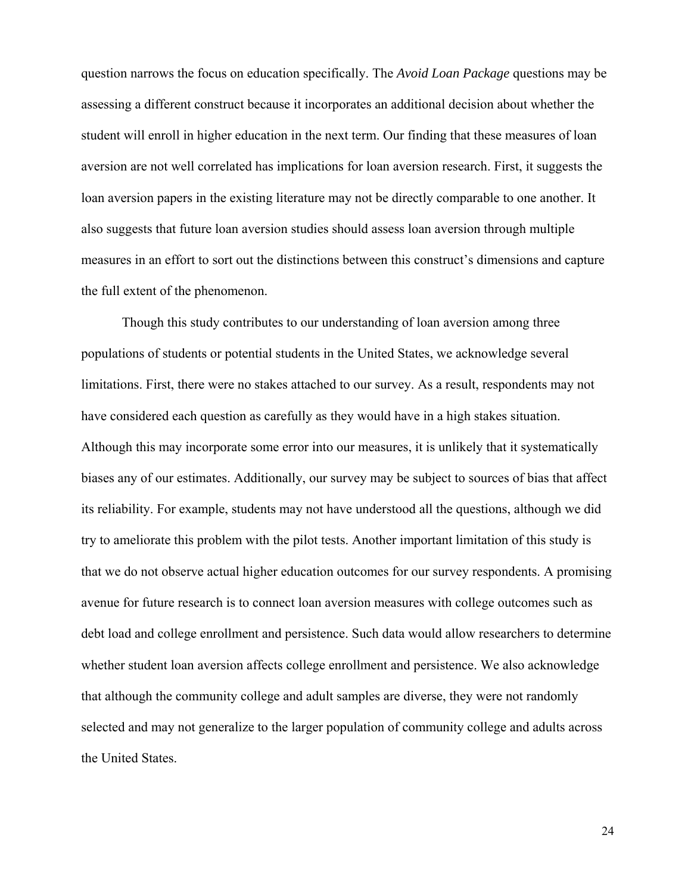question narrows the focus on education specifically. The *Avoid Loan Package* questions may be assessing a different construct because it incorporates an additional decision about whether the student will enroll in higher education in the next term. Our finding that these measures of loan aversion are not well correlated has implications for loan aversion research. First, it suggests the loan aversion papers in the existing literature may not be directly comparable to one another. It also suggests that future loan aversion studies should assess loan aversion through multiple measures in an effort to sort out the distinctions between this construct's dimensions and capture the full extent of the phenomenon.

Though this study contributes to our understanding of loan aversion among three populations of students or potential students in the United States, we acknowledge several limitations. First, there were no stakes attached to our survey. As a result, respondents may not have considered each question as carefully as they would have in a high stakes situation. Although this may incorporate some error into our measures, it is unlikely that it systematically biases any of our estimates. Additionally, our survey may be subject to sources of bias that affect its reliability. For example, students may not have understood all the questions, although we did try to ameliorate this problem with the pilot tests. Another important limitation of this study is that we do not observe actual higher education outcomes for our survey respondents. A promising avenue for future research is to connect loan aversion measures with college outcomes such as debt load and college enrollment and persistence. Such data would allow researchers to determine whether student loan aversion affects college enrollment and persistence. We also acknowledge that although the community college and adult samples are diverse, they were not randomly selected and may not generalize to the larger population of community college and adults across the United States.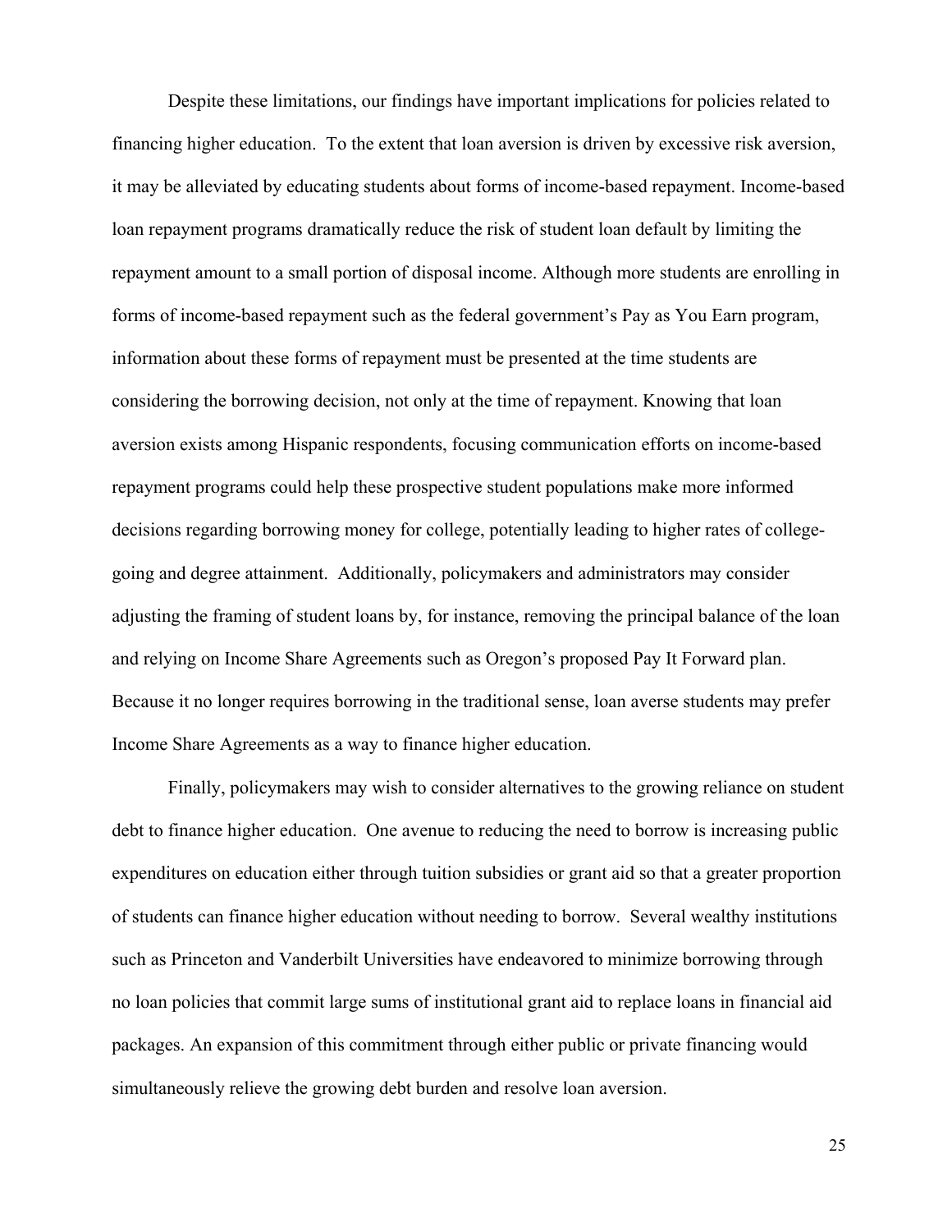Despite these limitations, our findings have important implications for policies related to financing higher education. To the extent that loan aversion is driven by excessive risk aversion, it may be alleviated by educating students about forms of income-based repayment. Income-based loan repayment programs dramatically reduce the risk of student loan default by limiting the repayment amount to a small portion of disposal income. Although more students are enrolling in forms of income-based repayment such as the federal government's Pay as You Earn program, information about these forms of repayment must be presented at the time students are considering the borrowing decision, not only at the time of repayment. Knowing that loan aversion exists among Hispanic respondents, focusing communication efforts on income-based repayment programs could help these prospective student populations make more informed decisions regarding borrowing money for college, potentially leading to higher rates of college-going and degree attainment. Additionally, policymakers and administrators may consider adjusting the framing of student loans by, for instance, removing the principal balance of the loan and relying on Income Share Agreements such as Oregon's proposed Pay It Forward plan. Because it no longer requires borrowing in the traditional sense, loan averse students may prefer Income Share Agreements as a way to finance higher education.

Finally, policymakers may wish to consider alternatives to the growing reliance on student debt to finance higher education. One avenue to reducing the need to borrow is increasing public expenditures on education either through tuition subsidies or grant aid so that a greater proportion of students can finance higher education without needing to borrow. Several wealthy institutions such as Princeton and Vanderbilt Universities have endeavored to minimize borrowing through no loan policies that commit large sums of institutional grant aid to replace loans in financial aid packages. An expansion of this commitment through either public or private financing would simultaneously relieve the growing debt burden and resolve loan aversion.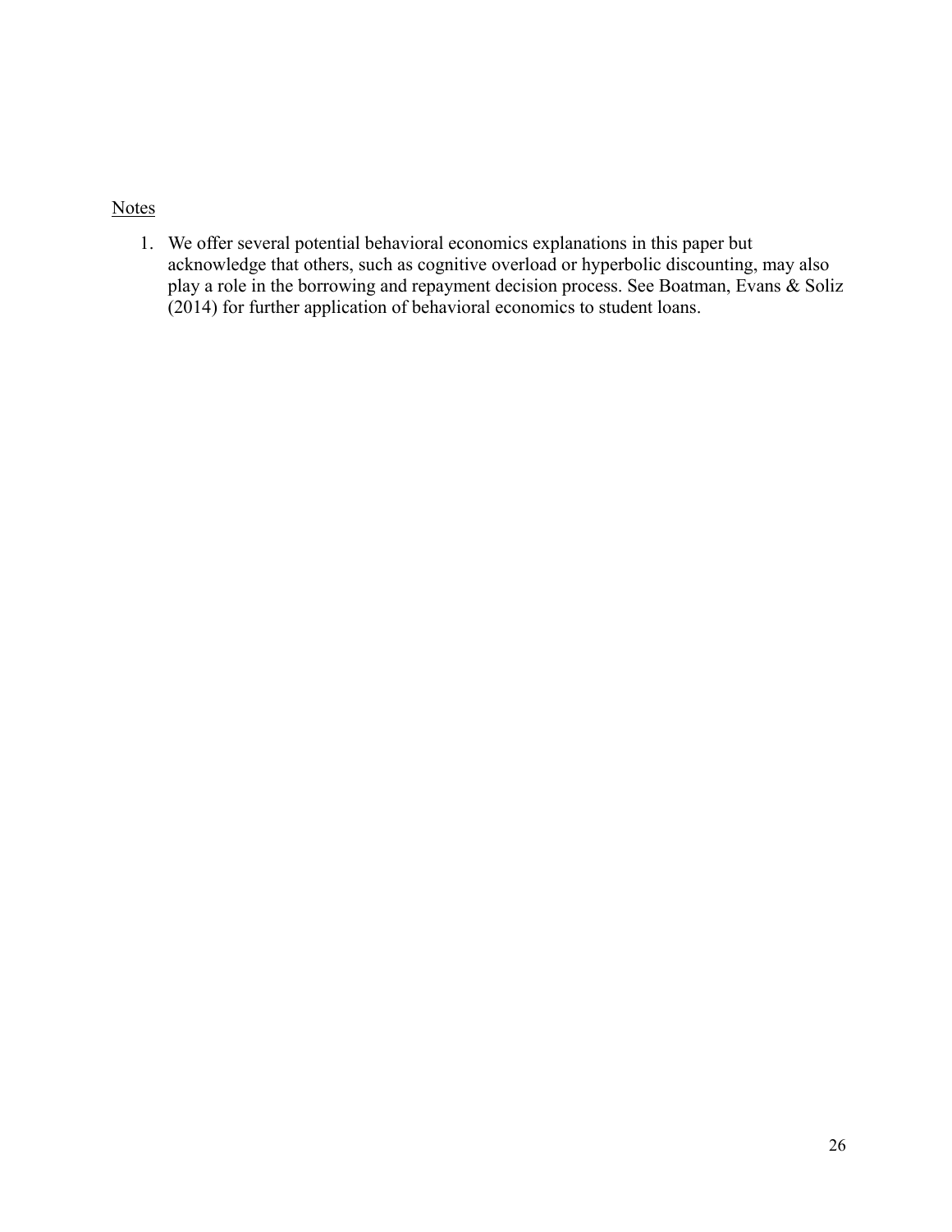Notes

1. We offer several potential behavioral economics explanations in this paper but acknowledge that others, such as cognitive overload or hyperbolic discounting, may also play a role in the borrowing and repayment decision process. See Boatman, Evans & Soliz (2014) for further application of behavioral economics to student loans.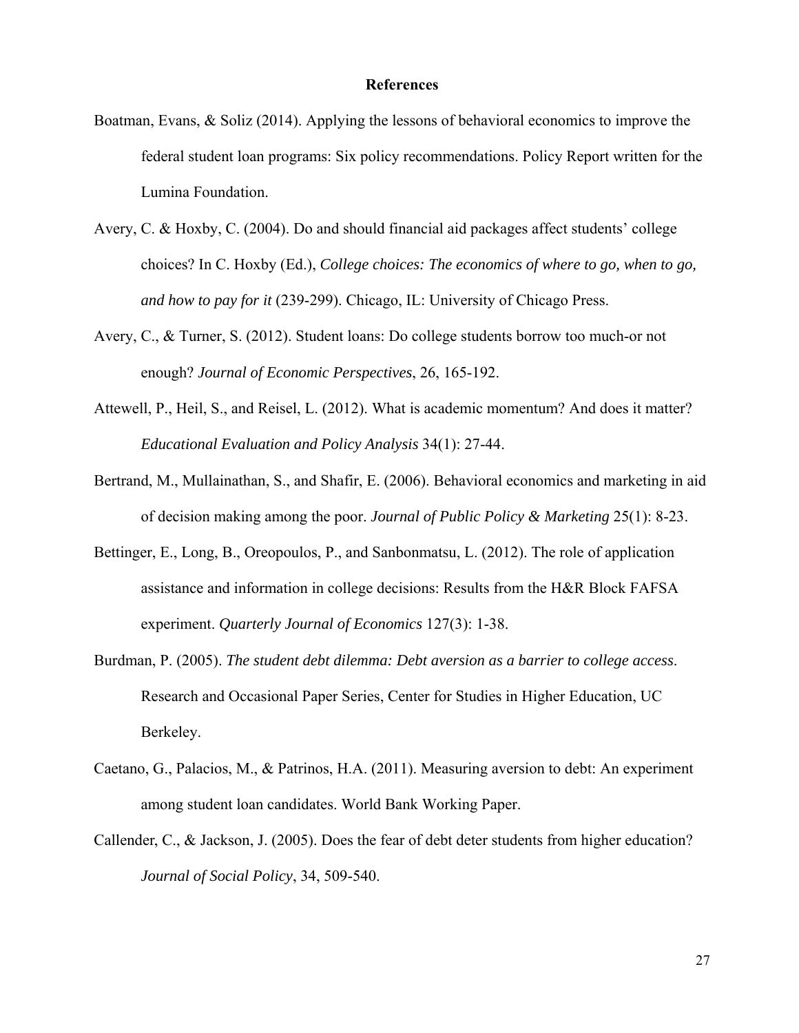## References

Boatman, Evans, & Soliz (2014). Applying the lessons of behavioral economics to improve the federal student loan programs: Six policy recommendations. Policy Report written for the Lumina Foundation.

Avery, C. & Hoxby, C. (2004). Do and should financial aid packages affect students' college choices? In C. Hoxby (Ed.), *College choices: The economics of where to go, when to go, and how to pay for it* (239-299). Chicago, IL: University of Chicago Press.

Avery, C., & Turner, S. (2012). Student loans: Do college students borrow too much-or not enough? *Journal of Economic Perspectives*, 26, 165-192.

Attewell, P., Heil, S., and Reisel, L. (2012). What is academic momentum? And does it matter? *Educational Evaluation and Policy Analysis* 34(1): 27-44.

Bertrand, M., Mullainathan, S., and Shafir, E. (2006). Behavioral economics and marketing in aid of decision making among the poor. *Journal of Public Policy & Marketing* 25(1): 8-23.

Bettinger, E., Long, B., Oreopoulos, P., and Sanbonmatsu, L. (2012). The role of application assistance and information in college decisions: Results from the H&R Block FAFSA experiment. *Quarterly Journal of Economics* 127(3): 1-38.

Burdman, P. (2005). *The student debt dilemma: Debt aversion as a barrier to college access*. Research and Occasional Paper Series, Center for Studies in Higher Education, UC Berkeley.

Caetano, G., Palacios, M., & Patrinos, H.A. (2011). Measuring aversion to debt: An experiment among student loan candidates. World Bank Working Paper.

Callender, C., & Jackson, J. (2005). Does the fear of debt deter students from higher education? *Journal of Social Policy*, 34, 509-540.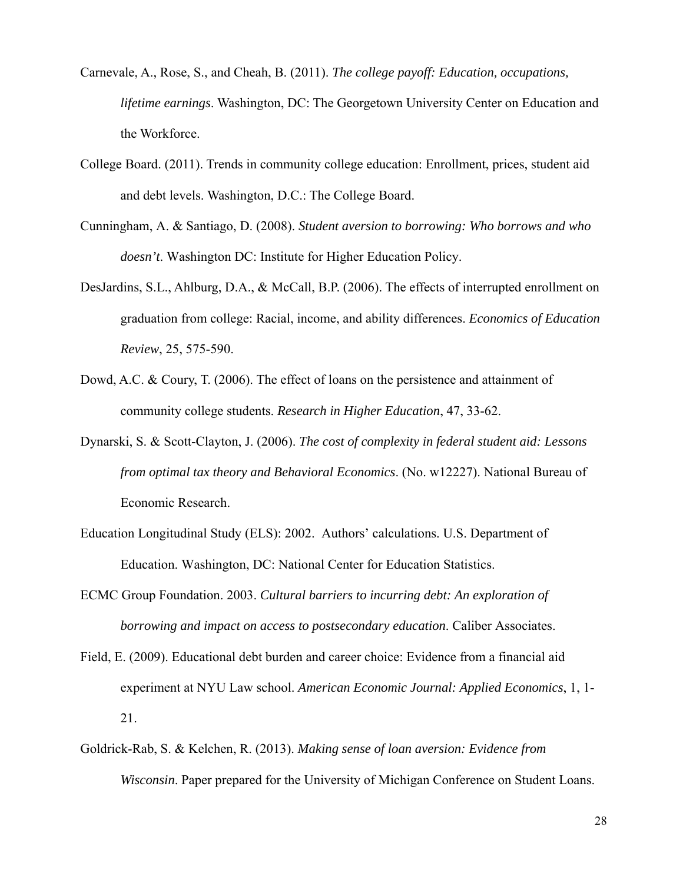Carnevale, A., Rose, S., and Cheah, B. (2011). *The college payoff: Education, occupations, lifetime earnings*. Washington, DC: The Georgetown University Center on Education and the Workforce.

College Board. (2011). Trends in community college education: Enrollment, prices, student aid and debt levels. Washington, D.C.: The College Board.

Cunningham, A. & Santiago, D. (2008). *Student aversion to borrowing: Who borrows and who doesn't*. Washington DC: Institute for Higher Education Policy.

DesJardins, S.L., Ahlburg, D.A., & McCall, B.P. (2006). The effects of interrupted enrollment on graduation from college: Racial, income, and ability differences. *Economics of Education Review*, 25, 575-590.

Dowd, A.C. & Coury, T. (2006). The effect of loans on the persistence and attainment of community college students. *Research in Higher Education*, 47, 33-62.

Dynarski, S. & Scott-Clayton, J. (2006). *The cost of complexity in federal student aid: Lessons from optimal tax theory and Behavioral Economics*. (No. w12227). National Bureau of Economic Research.

Education Longitudinal Study (ELS): 2002. Authors' calculations. U.S. Department of Education. Washington, DC: National Center for Education Statistics.

ECMC Group Foundation. 2003. *Cultural barriers to incurring debt: An exploration of borrowing and impact on access to postsecondary education*. Caliber Associates.

Field, E. (2009). Educational debt burden and career choice: Evidence from a financial aid experiment at NYU Law school. *American Economic Journal: Applied Economics*, 1, 1-21.

Goldrick-Rab, S. & Kelchen, R. (2013). *Making sense of loan aversion: Evidence from Wisconsin*. Paper prepared for the University of Michigan Conference on Student Loans.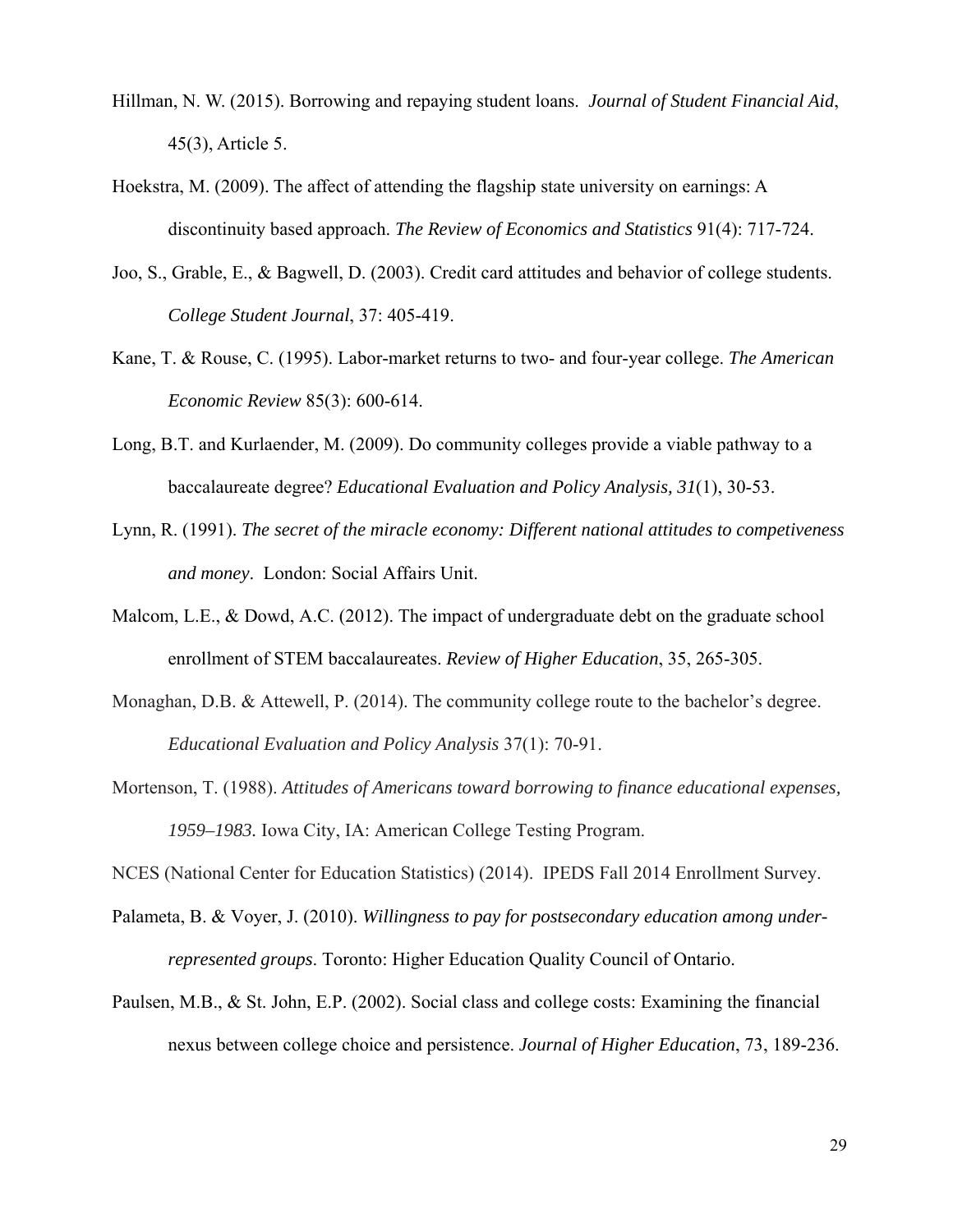Hillman, N. W. (2015). Borrowing and repaying student loans. *Journal of Student Financial Aid*, 45(3), Article 5.

Hoekstra, M. (2009). The affect of attending the flagship state university on earnings: A discontinuity based approach. *The Review of Economics and Statistics* 91(4): 717-724.

Joo, S., Grable, E., & Bagwell, D. (2003). Credit card attitudes and behavior of college students. *College Student Journal*, 37: 405-419.

Kane, T. & Rouse, C. (1995). Labor-market returns to two- and four-year college. *The American Economic Review* 85(3): 600-614.

Long, B.T. and Kurlaender, M. (2009). Do community colleges provide a viable pathway to a baccalaureate degree? *Educational Evaluation and Policy Analysis, 31*(1), 30-53.

Lynn, R. (1991). *The secret of the miracle economy: Different national attitudes to competiveness and money*. London: Social Affairs Unit.

Malcom, L.E., & Dowd, A.C. (2012). The impact of undergraduate debt on the graduate school enrollment of STEM baccalaureates. *Review of Higher Education*, 35, 265-305.

Monaghan, D.B. & Attewell, P. (2014). The community college route to the bachelor's degree. *Educational Evaluation and Policy Analysis* 37(1): 70-91.

Mortenson, T. (1988). *Attitudes of Americans toward borrowing to finance educational expenses, 1959–1983.* Iowa City, IA: American College Testing Program.

NCES (National Center for Education Statistics) (2014). IPEDS Fall 2014 Enrollment Survey.

Palameta, B. & Voyer, J. (2010). *Willingness to pay for postsecondary education among under-represented groups*. Toronto: Higher Education Quality Council of Ontario.

Paulsen, M.B., & St. John, E.P. (2002). Social class and college costs: Examining the financial nexus between college choice and persistence. *Journal of Higher Education*, 73, 189-236.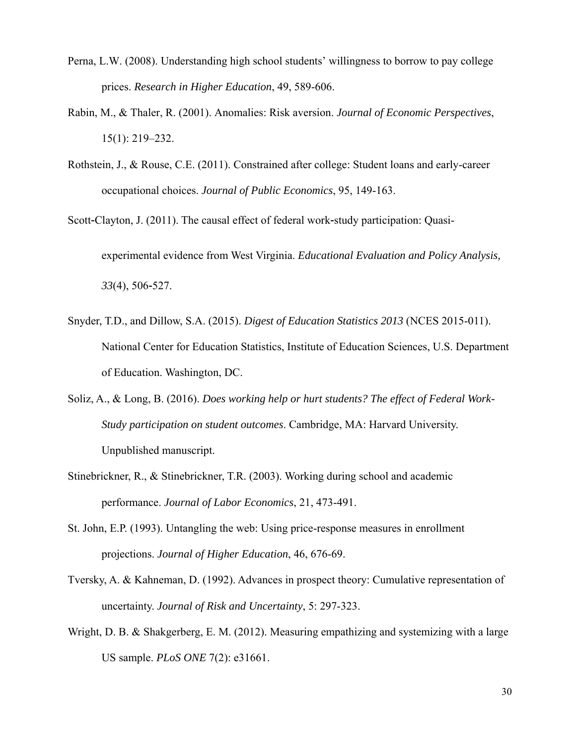Perna, L.W. (2008). Understanding high school students' willingness to borrow to pay college prices. *Research in Higher Education*, 49, 589-606.

Rabin, M., & Thaler, R. (2001). Anomalies: Risk aversion. *Journal of Economic Perspectives*, 15(1): 219–232.

Rothstein, J., & Rouse, C.E. (2011). Constrained after college: Student loans and early-career occupational choices. *Journal of Public Economics*, 95, 149-163.

Scott-Clayton, J. (2011). The causal effect of federal work-study participation: Quasi-experimental evidence from West Virginia. *Educational Evaluation and Policy Analysis, 33*(4), 506-527.

Snyder, T.D., and Dillow, S.A. (2015). *Digest of Education Statistics 2013* (NCES 2015-011). National Center for Education Statistics, Institute of Education Sciences, U.S. Department of Education. Washington, DC.

Soliz, A., & Long, B. (2016). *Does working help or hurt students? The effect of Federal Work-Study participation on student outcomes*. Cambridge, MA: Harvard University. Unpublished manuscript.

Stinebrickner, R., & Stinebrickner, T.R. (2003). Working during school and academic performance. *Journal of Labor Economics*, 21, 473-491.

St. John, E.P. (1993). Untangling the web: Using price-response measures in enrollment projections. *Journal of Higher Education*, 46, 676-69.

Tversky, A. & Kahneman, D. (1992). Advances in prospect theory: Cumulative representation of uncertainty. *Journal of Risk and Uncertainty*, 5: 297-323.

Wright, D. B. & Shakgerberg, E. M. (2012). Measuring empathizing and systemizing with a large US sample. *PLoS ONE* 7(2): e31661.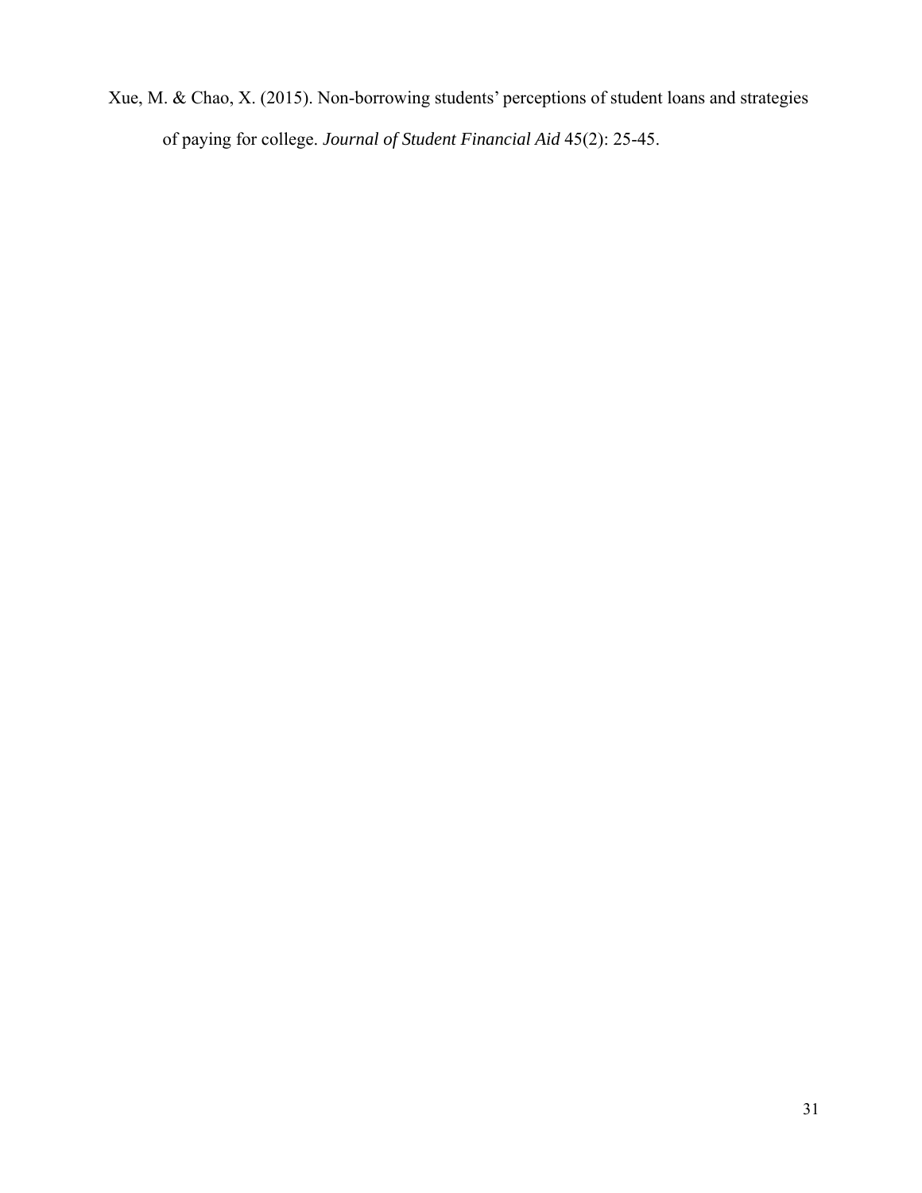Xue, M. & Chao, X. (2015). Non-borrowing students' perceptions of student loans and strategies of paying for college. *Journal of Student Financial Aid* 45(2): 25-45.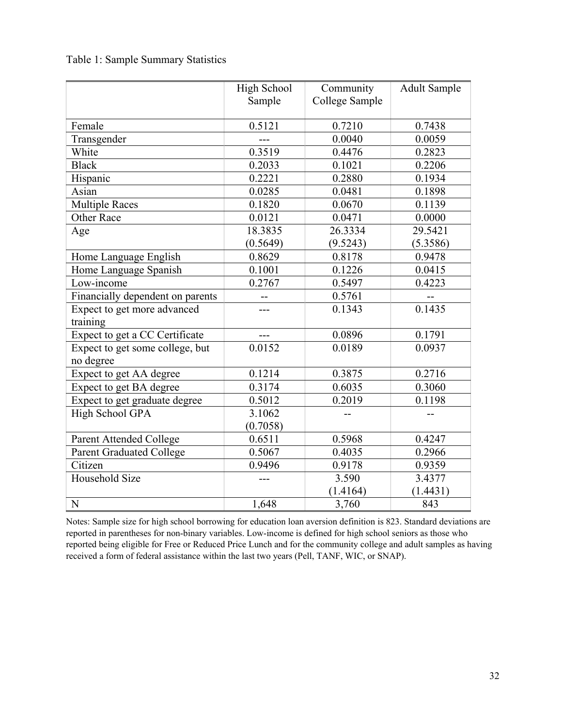Table 1: Sample Summary Statistics

| | High School Sample | Community College Sample | Adult Sample |
|---|---|---|---|
| Female | 0.5121 | 0.7210 | 0.7438 |
| Transgender | --- | 0.0040 | 0.0059 |
| White | 0.3519 | 0.4476 | 0.2823 |
| Black | 0.2033 | 0.1021 | 0.2206 |
| Hispanic | 0.2221 | 0.2880 | 0.1934 |
| Asian | 0.0285 | 0.0481 | 0.1898 |
| Multiple Races | 0.1820 | 0.0670 | 0.1139 |
| Other Race | 0.0121 | 0.0471 | 0.0000 |
| Age | 18.3835 (0.5649) | 26.3334 (9.5243) | 29.5421 (5.3586) |
| Home Language English | 0.8629 | 0.8178 | 0.9478 |
| Home Language Spanish | 0.1001 | 0.1226 | 0.0415 |
| Low-income | 0.2767 | 0.5497 | 0.4223 |
| Financially dependent on parents | -- | 0.5761 | -- |
| Expect to get more advanced training | --- | 0.1343 | 0.1435 |
| Expect to get a CC Certificate | --- | 0.0896 | 0.1791 |
| Expect to get some college, but no degree | 0.0152 | 0.0189 | 0.0937 |
| Expect to get AA degree | 0.1214 | 0.3875 | 0.2716 |
| Expect to get BA degree | 0.3174 | 0.6035 | 0.3060 |
| Expect to get graduate degree | 0.5012 | 0.2019 | 0.1198 |
| High School GPA | 3.1062 (0.7058) | -- | -- |
| Parent Attended College | 0.6511 | 0.5968 | 0.4247 |
| Parent Graduated College | 0.5067 | 0.4035 | 0.2966 |
| Citizen | 0.9496 | 0.9178 | 0.9359 |
| Household Size | --- | 3.590 (1.4164) | 3.4377 (1.4431) |
| N | 1,648 | 3,760 | 843 |

Notes: Sample size for high school borrowing for education loan aversion definition is 823. Standard deviations are reported in parentheses for non-binary variables. Low-income is defined for high school seniors as those who reported being eligible for Free or Reduced Price Lunch and for the community college and adult samples as having received a form of federal assistance within the last two years (Pell, TANF, WIC, or SNAP).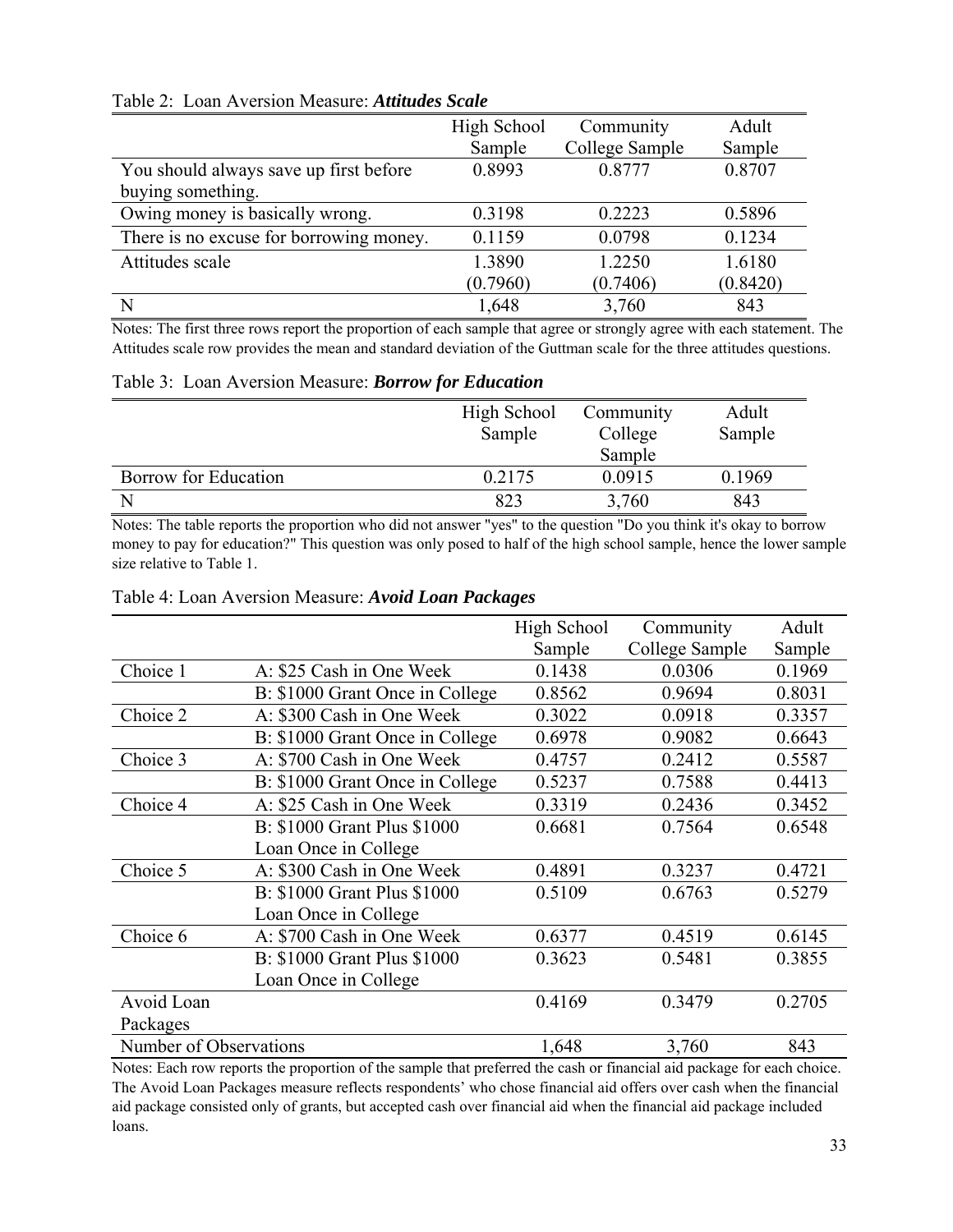Table 2: Loan Aversion Measure: ***Attitudes Scale***

| | High School Sample | Community College Sample | Adult Sample |
|---|---|---|---|
| You should always save up first before buying something. | 0.8993 | 0.8777 | 0.8707 |
| Owing money is basically wrong. | 0.3198 | 0.2223 | 0.5896 |
| There is no excuse for borrowing money. | 0.1159 | 0.0798 | 0.1234 |
| Attitudes scale | 1.3890 | 1.2250 | 1.6180 |
| | (0.7960) | (0.7406) | (0.8420) |
| N | 1,648 | 3,760 | 843 |

Notes: The first three rows report the proportion of each sample that agree or strongly agree with each statement. The Attitudes scale row provides the mean and standard deviation of the Guttman scale for the three attitudes questions.

Table 3: Loan Aversion Measure: ***Borrow for Education***

| | High School Sample | Community College Sample | Adult Sample |
|---|---|---|---|
| Borrow for Education | 0.2175 | 0.0915 | 0.1969 |
| N | 823 | 3,760 | 843 |

Notes: The table reports the proportion who did not answer "yes" to the question "Do you think it's okay to borrow money to pay for education?" This question was only posed to half of the high school sample, hence the lower sample size relative to Table 1.

Table 4: Loan Aversion Measure: ***Avoid Loan Packages***

| | | High School Sample | Community College Sample | Adult Sample |
|---|---|---|---|---|
| Choice 1 | A: $25 Cash in One Week | 0.1438 | 0.0306 | 0.1969 |
| | B: $1000 Grant Once in College | 0.8562 | 0.9694 | 0.8031 |
| Choice 2 | A: $300 Cash in One Week | 0.3022 | 0.0918 | 0.3357 |
| | B: $1000 Grant Once in College | 0.6978 | 0.9082 | 0.6643 |
| Choice 3 | A: $700 Cash in One Week | 0.4757 | 0.2412 | 0.5587 |
| | B: $1000 Grant Once in College | 0.5237 | 0.7588 | 0.4413 |
| Choice 4 | A: $25 Cash in One Week | 0.3319 | 0.2436 | 0.3452 |
| | B: $1000 Grant Plus $1000 Loan Once in College | 0.6681 | 0.7564 | 0.6548 |
| Choice 5 | A: $300 Cash in One Week | 0.4891 | 0.3237 | 0.4721 |
| | B: $1000 Grant Plus $1000 Loan Once in College | 0.5109 | 0.6763 | 0.5279 |
| Choice 6 | A: $700 Cash in One Week | 0.6377 | 0.4519 | 0.6145 |
| | B: $1000 Grant Plus $1000 Loan Once in College | 0.3623 | 0.5481 | 0.3855 |
| Avoid Loan Packages | | 0.4169 | 0.3479 | 0.2705 |
| Number of Observations | | 1,648 | 3,760 | 843 |

Notes: Each row reports the proportion of the sample that preferred the cash or financial aid package for each choice. The Avoid Loan Packages measure reflects respondents' who chose financial aid offers over cash when the financial aid package consisted only of grants, but accepted cash over financial aid when the financial aid package included loans.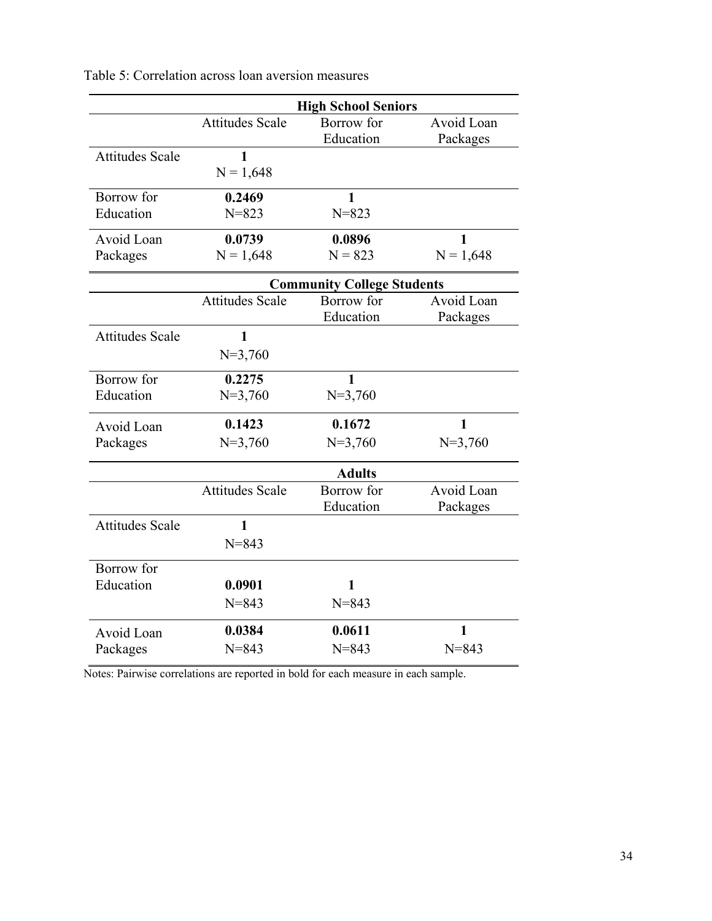Table 5: Correlation across loan aversion measures

| | Attitudes Scale | Borrow for Education | Avoid Loan Packages |
|---|---|---|---|
| **High School Seniors** | | | |
| Attitudes Scale | **1**<br>N = 1,648 | | |
| Borrow for Education | **0.2469**<br>N=823 | **1**<br>N=823 | |
| Avoid Loan Packages | **0.0739**<br>N = 1,648 | **0.0896**<br>N = 823 | **1**<br>N = 1,648 |
| **Community College Students** | | | |
| Attitudes Scale | **1**<br>N=3,760 | | |
| Borrow for Education | **0.2275**<br>N=3,760 | **1**<br>N=3,760 | |
| Avoid Loan Packages | **0.1423**<br>N=3,760 | **0.1672**<br>N=3,760 | **1**<br>N=3,760 |
| **Adults** | | | |
| Attitudes Scale | **1**<br>N=843 | | |
| Borrow for Education | **0.0901**<br>N=843 | **1**<br>N=843 | |
| Avoid Loan Packages | **0.0384**<br>N=843 | **0.0611**<br>N=843 | **1**<br>N=843 |

Notes: Pairwise correlations are reported in bold for each measure in each sample.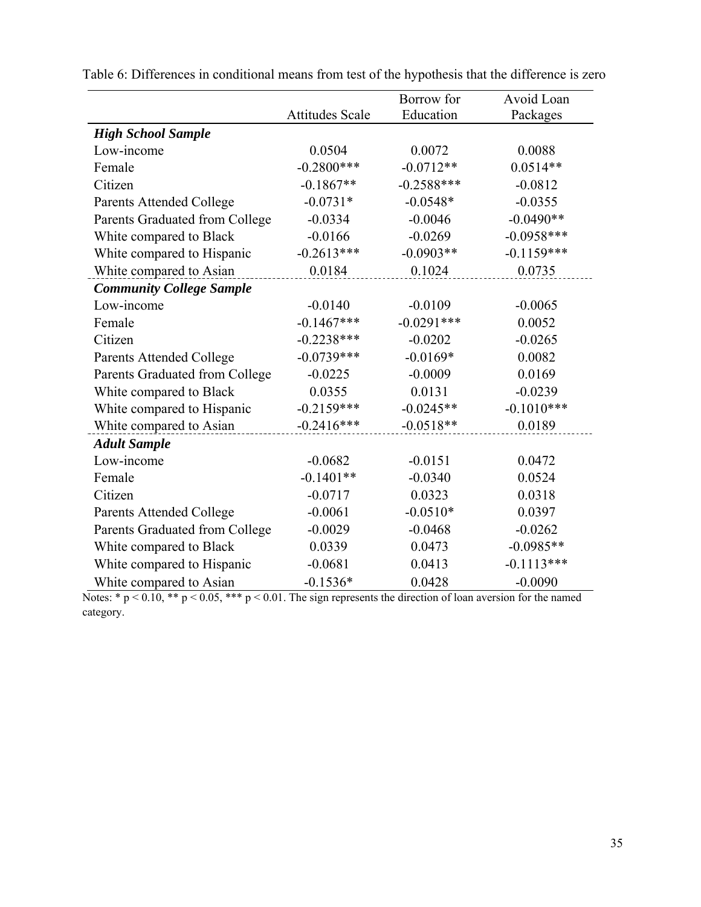Table 6: Differences in conditional means from test of the hypothesis that the difference is zero

| | Attitudes Scale | Borrow for Education | Avoid Loan Packages |
|---|---|---|---|
| ***High School Sample*** | | | |
| Low-income | 0.0504 | 0.0072 | 0.0088 |
| Female | -0.2800*** | -0.0712** | 0.0514** |
| Citizen | -0.1867** | -0.2588*** | -0.0812 |
| Parents Attended College | -0.0731* | -0.0548* | -0.0355 |
| Parents Graduated from College | -0.0334 | -0.0046 | -0.0490** |
| White compared to Black | -0.0166 | -0.0269 | -0.0958*** |
| White compared to Hispanic | -0.2613*** | -0.0903** | -0.1159*** |
| White compared to Asian | 0.0184 | 0.1024 | 0.0735 |
| ***Community College Sample*** | | | |
| Low-income | -0.0140 | -0.0109 | -0.0065 |
| Female | -0.1467*** | -0.0291*** | 0.0052 |
| Citizen | -0.2238*** | -0.0202 | -0.0265 |
| Parents Attended College | -0.0739*** | -0.0169* | 0.0082 |
| Parents Graduated from College | -0.0225 | -0.0009 | 0.0169 |
| White compared to Black | 0.0355 | 0.0131 | -0.0239 |
| White compared to Hispanic | -0.2159*** | -0.0245** | -0.1010*** |
| White compared to Asian | -0.2416*** | -0.0518** | 0.0189 |
| ***Adult Sample*** | | | |
| Low-income | -0.0682 | -0.0151 | 0.0472 |
| Female | -0.1401** | -0.0340 | 0.0524 |
| Citizen | -0.0717 | 0.0323 | 0.0318 |
| Parents Attended College | -0.0061 | -0.0510* | 0.0397 |
| Parents Graduated from College | -0.0029 | -0.0468 | -0.0262 |
| White compared to Black | 0.0339 | 0.0473 | -0.0985** |
| White compared to Hispanic | -0.0681 | 0.0413 | -0.1113*** |
| White compared to Asian | -0.1536* | 0.0428 | -0.0090 |

Notes: * $p < 0.10$, ** $p < 0.05$, *** $p < 0.01$. The sign represents the direction of loan aversion for the named category.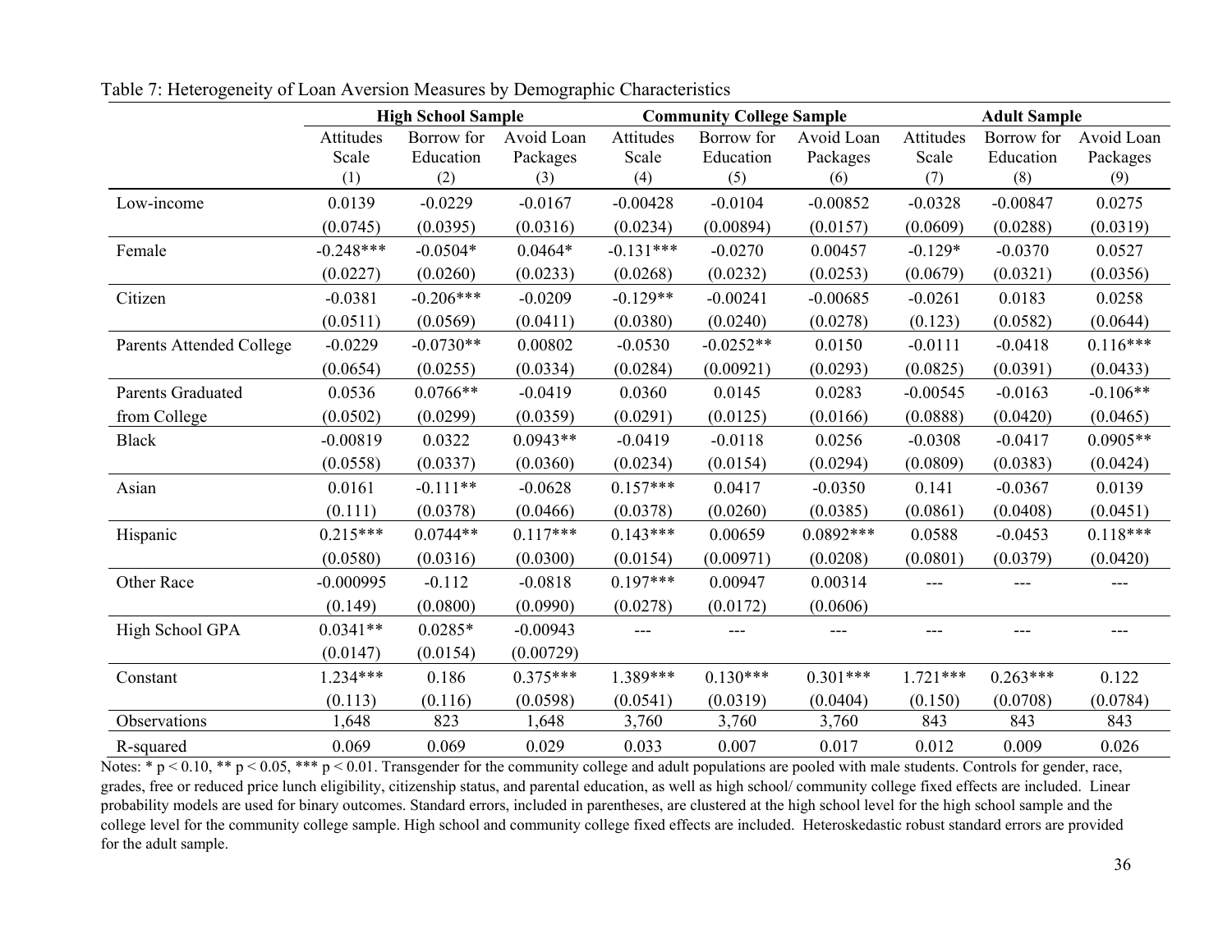Table 7: Heterogeneity of Loan Aversion Measures by Demographic Characteristics

| | High School Sample | | | Community College Sample | | | Adult Sample | | |
|---|---|---|---|---|---|---|---|---|---|
| | Attitudes Scale | Borrow for Education | Avoid Loan Packages | Attitudes Scale | Borrow for Education | Avoid Loan Packages | Attitudes Scale | Borrow for Education | Avoid Loan Packages |
| | (1) | (2) | (3) | (4) | (5) | (6) | (7) | (8) | (9) |
| Low-income | 0.0139 | -0.0229 | -0.0167 | -0.00428 | -0.0104 | -0.00852 | -0.0328 | -0.00847 | 0.0275 |
| | (0.0745) | (0.0395) | (0.0316) | (0.0234) | (0.00894) | (0.0157) | (0.0609) | (0.0288) | (0.0319) |
| Female | -0.248*** | -0.0504* | 0.0464* | -0.131*** | -0.0270 | 0.00457 | -0.129* | -0.0370 | 0.0527 |
| | (0.0227) | (0.0260) | (0.0233) | (0.0268) | (0.0232) | (0.0253) | (0.0679) | (0.0321) | (0.0356) |
| Citizen | -0.0381 | -0.206*** | -0.0209 | -0.129** | -0.00241 | -0.00685 | -0.0261 | 0.0183 | 0.0258 |
| | (0.0511) | (0.0569) | (0.0411) | (0.0380) | (0.0240) | (0.0278) | (0.123) | (0.0582) | (0.0644) |
| Parents Attended College | -0.0229 | -0.0730** | 0.00802 | -0.0530 | -0.0252** | 0.0150 | -0.0111 | -0.0418 | 0.116*** |
| | (0.0654) | (0.0255) | (0.0334) | (0.0284) | (0.00921) | (0.0293) | (0.0825) | (0.0391) | (0.0433) |
| Parents Graduated from College | 0.0536 | 0.0766** | -0.0419 | 0.0360 | 0.0145 | 0.0283 | -0.00545 | -0.0163 | -0.106** |
| | (0.0502) | (0.0299) | (0.0359) | (0.0291) | (0.0125) | (0.0166) | (0.0888) | (0.0420) | (0.0465) |
| Black | -0.00819 | 0.0322 | 0.0943** | -0.0419 | -0.0118 | 0.0256 | -0.0308 | -0.0417 | 0.0905** |
| | (0.0558) | (0.0337) | (0.0360) | (0.0234) | (0.0154) | (0.0294) | (0.0809) | (0.0383) | (0.0424) |
| Asian | 0.0161 | -0.111** | -0.0628 | 0.157*** | 0.0417 | -0.0350 | 0.141 | -0.0367 | 0.0139 |
| | (0.111) | (0.0378) | (0.0466) | (0.0378) | (0.0260) | (0.0385) | (0.0861) | (0.0408) | (0.0451) |
| Hispanic | 0.215*** | 0.0744** | 0.117*** | 0.143*** | 0.00659 | 0.0892*** | 0.0588 | -0.0453 | 0.118*** |
| | (0.0580) | (0.0316) | (0.0300) | (0.0154) | (0.00971) | (0.0208) | (0.0801) | (0.0379) | (0.0420) |
| Other Race | -0.000995 | -0.112 | -0.0818 | 0.197*** | 0.00947 | 0.00314 | --- | --- | --- |
| | (0.149) | (0.0800) | (0.0990) | (0.0278) | (0.0172) | (0.0606) | | | |
| High School GPA | 0.0341** | 0.0285* | -0.00943 | --- | --- | --- | --- | --- | --- |
| | (0.0147) | (0.0154) | (0.00729) | | | | | | |
| Constant | 1.234*** | 0.186 | 0.375*** | 1.389*** | 0.130*** | 0.301*** | 1.721*** | 0.263*** | 0.122 |
| | (0.113) | (0.116) | (0.0598) | (0.0541) | (0.0319) | (0.0404) | (0.150) | (0.0708) | (0.0784) |
| Observations | 1,648 | 823 | 1,648 | 3,760 | 3,760 | 3,760 | 843 | 843 | 843 |
| R-squared | 0.069 | 0.069 | 0.029 | 0.033 | 0.007 | 0.017 | 0.012 | 0.009 | 0.026 |

Notes: * $p < 0.10$, ** $p < 0.05$, *** $p < 0.01$. Transgender for the community college and adult populations are pooled with male students. Controls for gender, race, grades, free or reduced price lunch eligibility, citizenship status, and parental education, as well as high school/ community college fixed effects are included. Linear probability models are used for binary outcomes. Standard errors, included in parentheses, are clustered at the high school level for the high school sample and the college level for the community college sample. High school and community college fixed effects are included. Heteroskedastic robust standard errors are provided for the adult sample.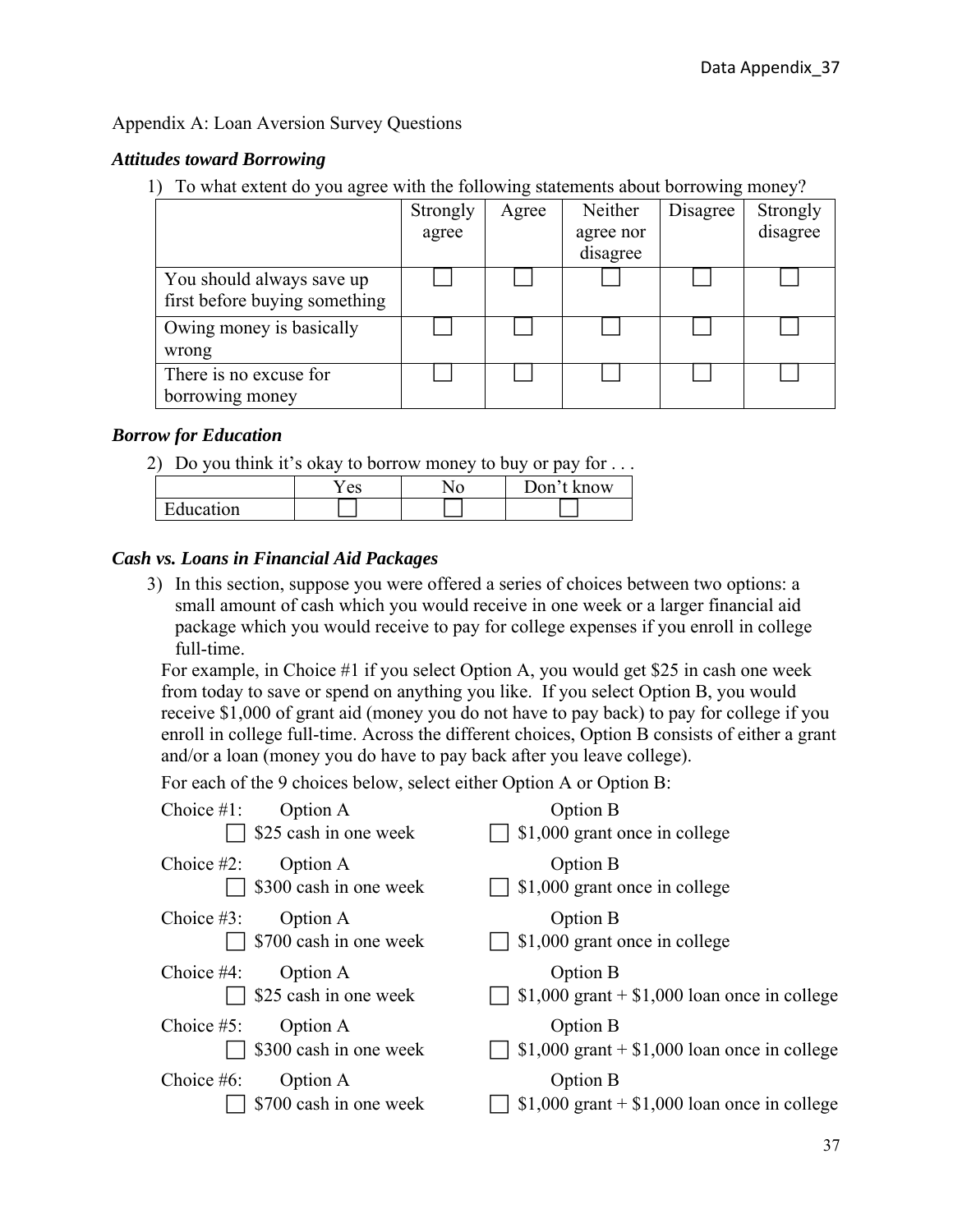Appendix A: Loan Aversion Survey Questions

### *Attitudes toward Borrowing*

1) To what extent do you agree with the following statements about borrowing money?

| | Strongly agree | Agree | Neither agree nor disagree | Disagree | Strongly disagree |
|---|---|---|---|---|---|
| You should always save up first before buying something | ☐ | ☐ | ☐ | ☐ | ☐ |
| Owing money is basically wrong | ☐ | ☐ | ☐ | ☐ | ☐ |
| There is no excuse for borrowing money | ☐ | ☐ | ☐ | ☐ | ☐ |

### *Borrow for Education*

2) Do you think it's okay to borrow money to buy or pay for . . .

| | Yes | No | Don't know |
|---|---|---|---|
| Education | ☐ | ☐ | ☐ |

### *Cash vs. Loans in Financial Aid Packages*

3) In this section, suppose you were offered a series of choices between two options: a small amount of cash which you would receive in one week or a larger financial aid package which you would receive to pay for college expenses if you enroll in college full-time.

For example, in Choice #1 if you select Option A, you would get $25 in cash one week from today to save or spend on anything you like. If you select Option B, you would receive $1,000 of grant aid (money you do not have to pay back) to pay for college if you enroll in college full-time. Across the different choices, Option B consists of either a grant and/or a loan (money you do have to pay back after you leave college).

For each of the 9 choices below, select either Option A or Option B:

| | Option A | Option B |
|---|---|---|
| Choice #1: | ☐ $25 cash in one week | ☐ $1,000 grant once in college |
| Choice #2: | ☐ $300 cash in one week | ☐ $1,000 grant once in college |
| Choice #3: | ☐ $700 cash in one week | ☐ $1,000 grant once in college |
| Choice #4: | ☐ $25 cash in one week | ☐ $1,000 grant + $1,000 loan once in college |
| Choice #5: | ☐ $300 cash in one week | ☐ $1,000 grant + $1,000 loan once in college |
| Choice #6: | ☐ $700 cash in one week | ☐ $1,000 grant + $1,000 loan once in college |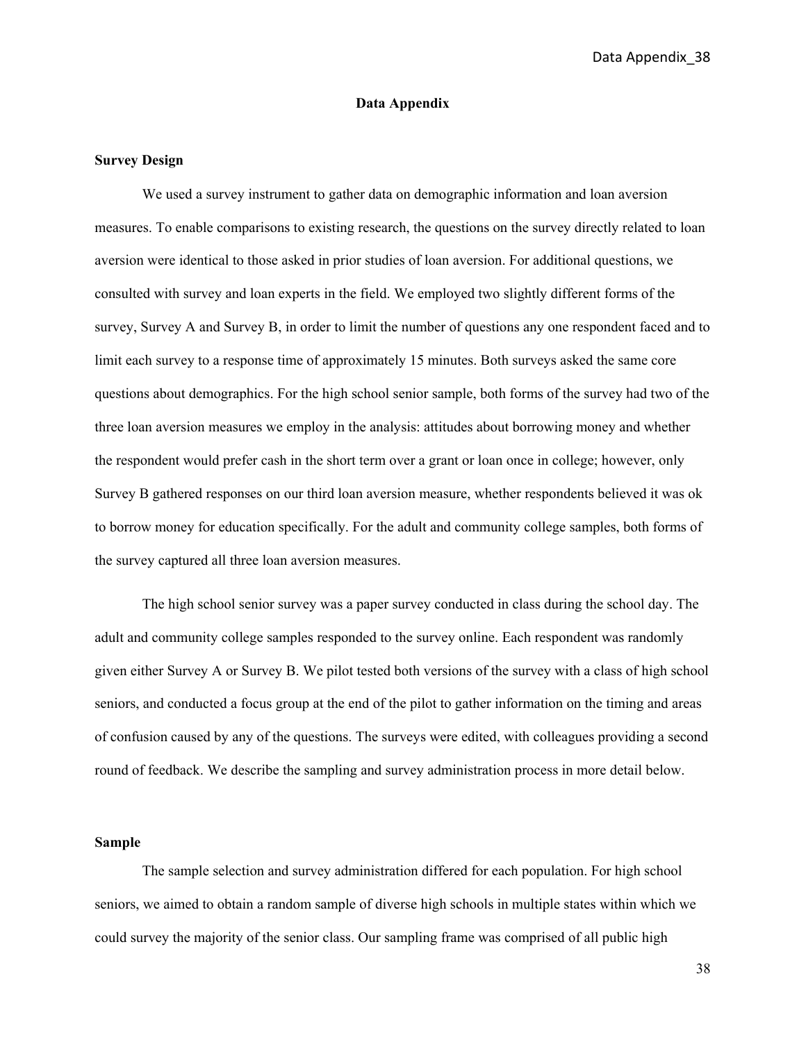# Data Appendix

## Survey Design

We used a survey instrument to gather data on demographic information and loan aversion measures. To enable comparisons to existing research, the questions on the survey directly related to loan aversion were identical to those asked in prior studies of loan aversion. For additional questions, we consulted with survey and loan experts in the field. We employed two slightly different forms of the survey, Survey A and Survey B, in order to limit the number of questions any one respondent faced and to limit each survey to a response time of approximately 15 minutes. Both surveys asked the same core questions about demographics. For the high school senior sample, both forms of the survey had two of the three loan aversion measures we employ in the analysis: attitudes about borrowing money and whether the respondent would prefer cash in the short term over a grant or loan once in college; however, only Survey B gathered responses on our third loan aversion measure, whether respondents believed it was ok to borrow money for education specifically. For the adult and community college samples, both forms of the survey captured all three loan aversion measures.

The high school senior survey was a paper survey conducted in class during the school day. The adult and community college samples responded to the survey online. Each respondent was randomly given either Survey A or Survey B. We pilot tested both versions of the survey with a class of high school seniors, and conducted a focus group at the end of the pilot to gather information on the timing and areas of confusion caused by any of the questions. The surveys were edited, with colleagues providing a second round of feedback. We describe the sampling and survey administration process in more detail below.

## Sample

The sample selection and survey administration differed for each population. For high school seniors, we aimed to obtain a random sample of diverse high schools in multiple states within which we could survey the majority of the senior class. Our sampling frame was comprised of all public high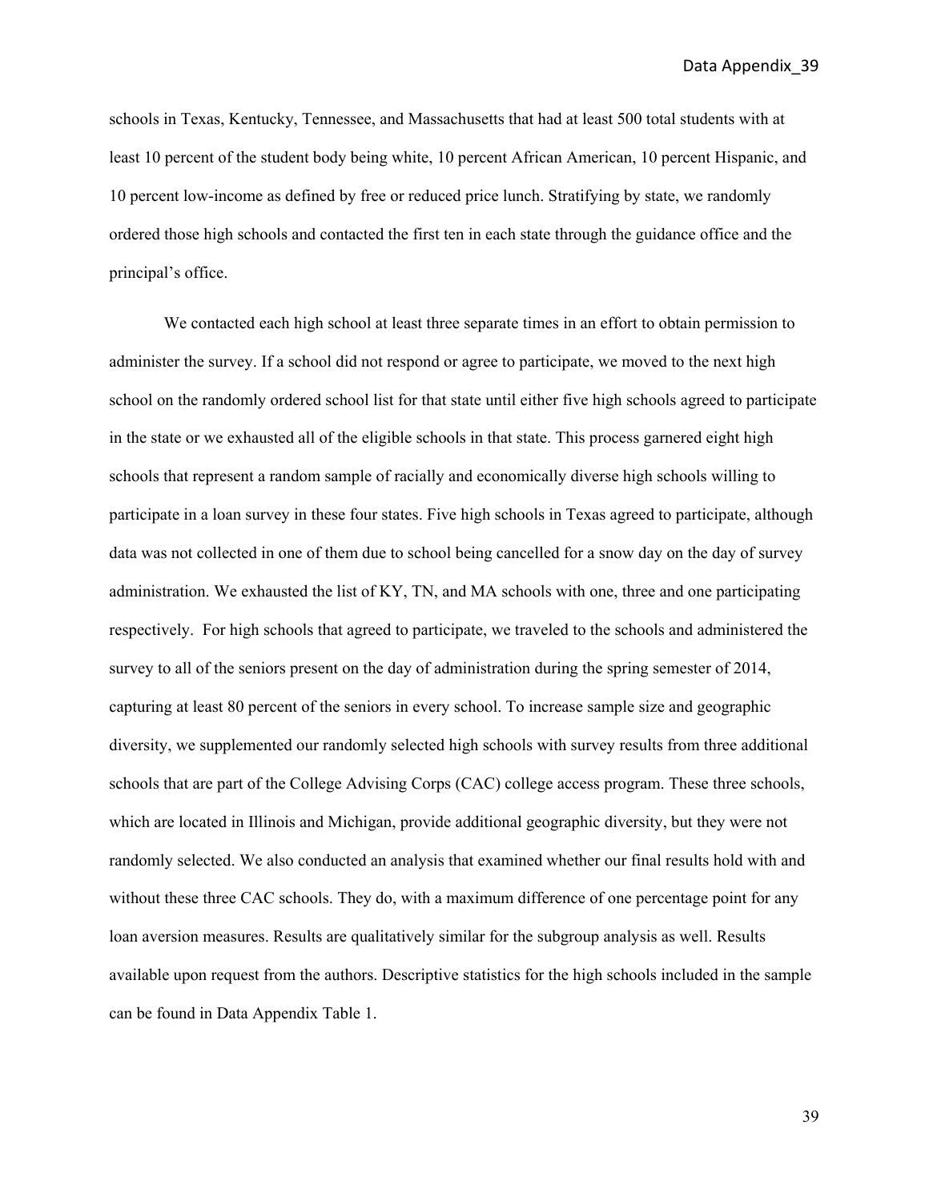schools in Texas, Kentucky, Tennessee, and Massachusetts that had at least 500 total students with at least 10 percent of the student body being white, 10 percent African American, 10 percent Hispanic, and 10 percent low-income as defined by free or reduced price lunch. Stratifying by state, we randomly ordered those high schools and contacted the first ten in each state through the guidance office and the principal's office.

We contacted each high school at least three separate times in an effort to obtain permission to administer the survey. If a school did not respond or agree to participate, we moved to the next high school on the randomly ordered school list for that state until either five high schools agreed to participate in the state or we exhausted all of the eligible schools in that state. This process garnered eight high schools that represent a random sample of racially and economically diverse high schools willing to participate in a loan survey in these four states. Five high schools in Texas agreed to participate, although data was not collected in one of them due to school being cancelled for a snow day on the day of survey administration. We exhausted the list of KY, TN, and MA schools with one, three and one participating respectively. For high schools that agreed to participate, we traveled to the schools and administered the survey to all of the seniors present on the day of administration during the spring semester of 2014, capturing at least 80 percent of the seniors in every school. To increase sample size and geographic diversity, we supplemented our randomly selected high schools with survey results from three additional schools that are part of the College Advising Corps (CAC) college access program. These three schools, which are located in Illinois and Michigan, provide additional geographic diversity, but they were not randomly selected. We also conducted an analysis that examined whether our final results hold with and without these three CAC schools. They do, with a maximum difference of one percentage point for any loan aversion measures. Results are qualitatively similar for the subgroup analysis as well. Results available upon request from the authors. Descriptive statistics for the high schools included in the sample can be found in Data Appendix Table 1.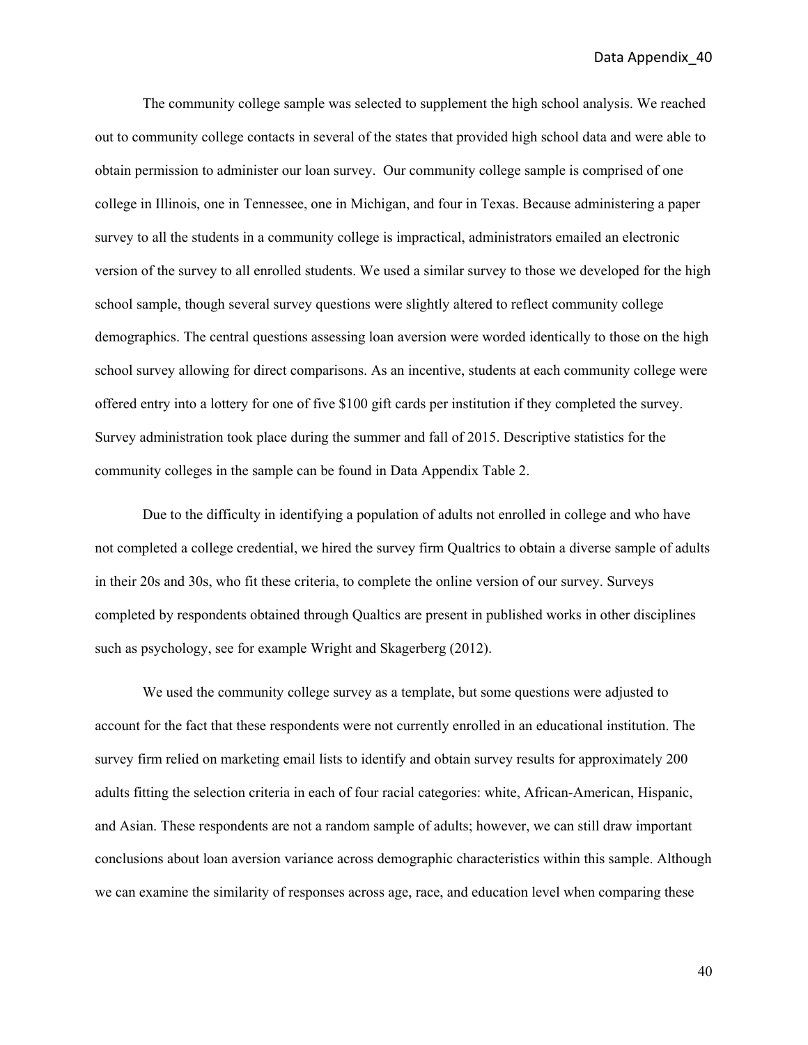The community college sample was selected to supplement the high school analysis. We reached out to community college contacts in several of the states that provided high school data and were able to obtain permission to administer our loan survey. Our community college sample is comprised of one college in Illinois, one in Tennessee, one in Michigan, and four in Texas. Because administering a paper survey to all the students in a community college is impractical, administrators emailed an electronic version of the survey to all enrolled students. We used a similar survey to those we developed for the high school sample, though several survey questions were slightly altered to reflect community college demographics. The central questions assessing loan aversion were worded identically to those on the high school survey allowing for direct comparisons. As an incentive, students at each community college were offered entry into a lottery for one of five $100 gift cards per institution if they completed the survey. Survey administration took place during the summer and fall of 2015. Descriptive statistics for the community colleges in the sample can be found in Data Appendix Table 2.

Due to the difficulty in identifying a population of adults not enrolled in college and who have not completed a college credential, we hired the survey firm Qualtrics to obtain a diverse sample of adults in their 20s and 30s, who fit these criteria, to complete the online version of our survey. Surveys completed by respondents obtained through Qualtics are present in published works in other disciplines such as psychology, see for example Wright and Skagerberg (2012).

We used the community college survey as a template, but some questions were adjusted to account for the fact that these respondents were not currently enrolled in an educational institution. The survey firm relied on marketing email lists to identify and obtain survey results for approximately 200 adults fitting the selection criteria in each of four racial categories: white, African-American, Hispanic, and Asian. These respondents are not a random sample of adults; however, we can still draw important conclusions about loan aversion variance across demographic characteristics within this sample. Although we can examine the similarity of responses across age, race, and education level when comparing these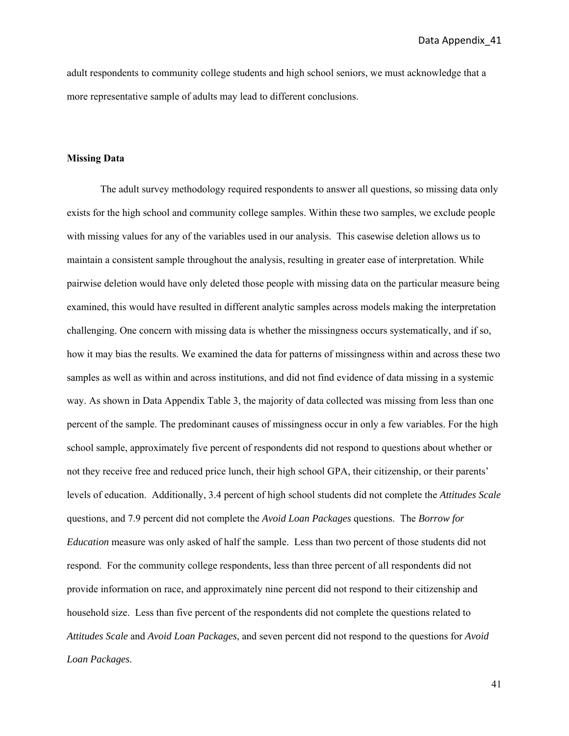adult respondents to community college students and high school seniors, we must acknowledge that a more representative sample of adults may lead to different conclusions.

**Missing Data**

The adult survey methodology required respondents to answer all questions, so missing data only exists for the high school and community college samples. Within these two samples, we exclude people with missing values for any of the variables used in our analysis. This casewise deletion allows us to maintain a consistent sample throughout the analysis, resulting in greater ease of interpretation. While pairwise deletion would have only deleted those people with missing data on the particular measure being examined, this would have resulted in different analytic samples across models making the interpretation challenging. One concern with missing data is whether the missingness occurs systematically, and if so, how it may bias the results. We examined the data for patterns of missingness within and across these two samples as well as within and across institutions, and did not find evidence of data missing in a systemic way. As shown in Data Appendix Table 3, the majority of data collected was missing from less than one percent of the sample. The predominant causes of missingness occur in only a few variables. For the high school sample, approximately five percent of respondents did not respond to questions about whether or not they receive free and reduced price lunch, their high school GPA, their citizenship, or their parents' levels of education. Additionally, 3.4 percent of high school students did not complete the *Attitudes Scale* questions, and 7.9 percent did not complete the *Avoid Loan Packages* questions. The *Borrow for Education* measure was only asked of half the sample. Less than two percent of those students did not respond. For the community college respondents, less than three percent of all respondents did not provide information on race, and approximately nine percent did not respond to their citizenship and household size. Less than five percent of the respondents did not complete the questions related to *Attitudes Scale* and *Avoid Loan Packages*, and seven percent did not respond to the questions for *Avoid Loan Packages*.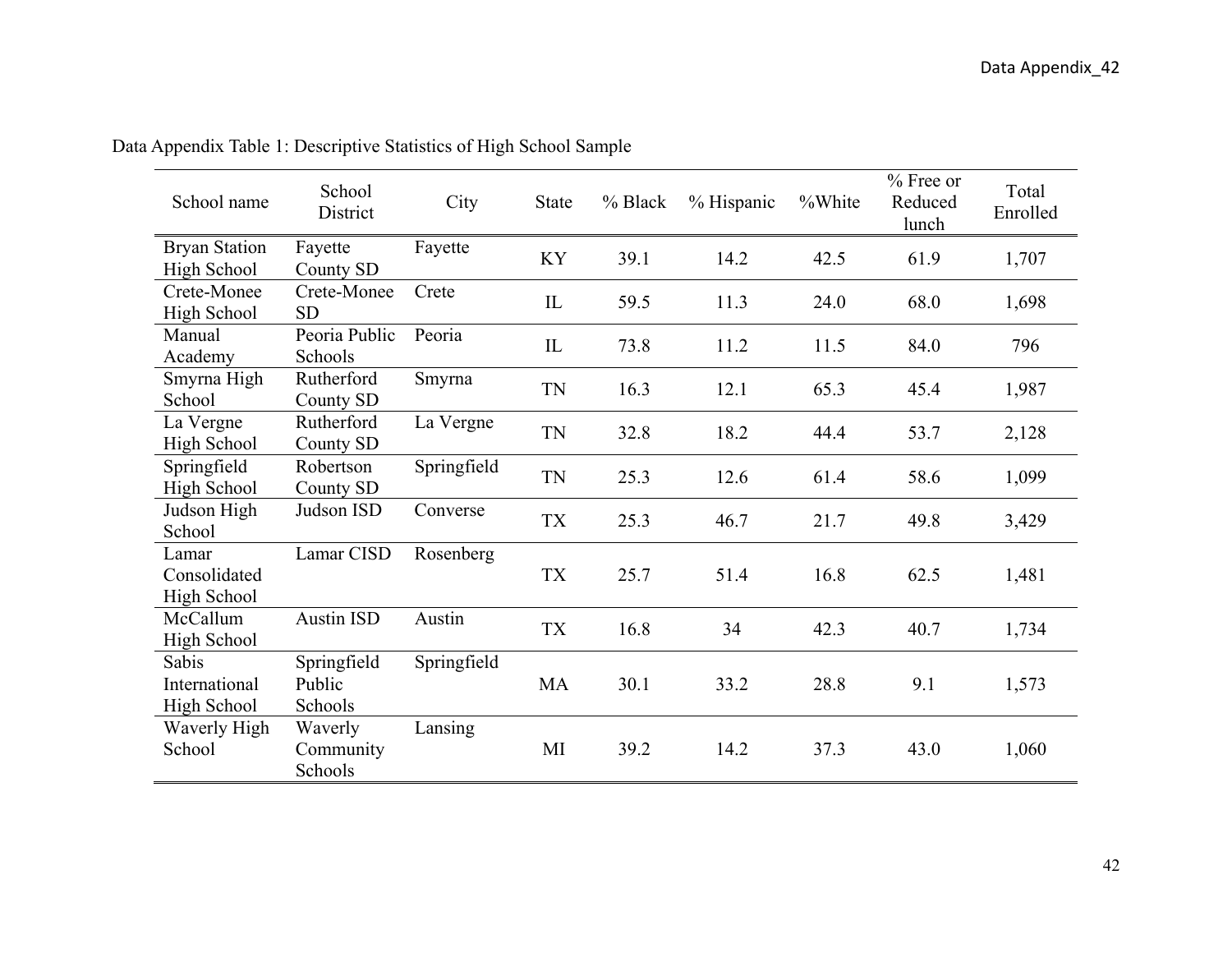Data Appendix Table 1: Descriptive Statistics of High School Sample

| School name | School District | City | State | % Black | % Hispanic | %White | % Free or Reduced lunch | Total Enrolled |
|---|---|---|---|---|---|---|---|---|
| Bryan Station High School | Fayette County SD | Fayette | KY | 39.1 | 14.2 | 42.5 | 61.9 | 1,707 |
| Crete-Monee High School | Crete-Monee SD | Crete | IL | 59.5 | 11.3 | 24.0 | 68.0 | 1,698 |
| Manual Academy | Peoria Public Schools | Peoria | IL | 73.8 | 11.2 | 11.5 | 84.0 | 796 |
| Smyrna High School | Rutherford County SD | Smyrna | TN | 16.3 | 12.1 | 65.3 | 45.4 | 1,987 |
| La Vergne High School | Rutherford County SD | La Vergne | TN | 32.8 | 18.2 | 44.4 | 53.7 | 2,128 |
| Springfield High School | Robertson County SD | Springfield | TN | 25.3 | 12.6 | 61.4 | 58.6 | 1,099 |
| Judson High School | Judson ISD | Converse | TX | 25.3 | 46.7 | 21.7 | 49.8 | 3,429 |
| Lamar Consolidated High School | Lamar CISD | Rosenberg | TX | 25.7 | 51.4 | 16.8 | 62.5 | 1,481 |
| McCallum High School | Austin ISD | Austin | TX | 16.8 | 34 | 42.3 | 40.7 | 1,734 |
| Sabis International High School | Springfield Public Schools | Springfield | MA | 30.1 | 33.2 | 28.8 | 9.1 | 1,573 |
| Waverly High School | Waverly Community Schools | Lansing | MI | 39.2 | 14.2 | 37.3 | 43.0 | 1,060 |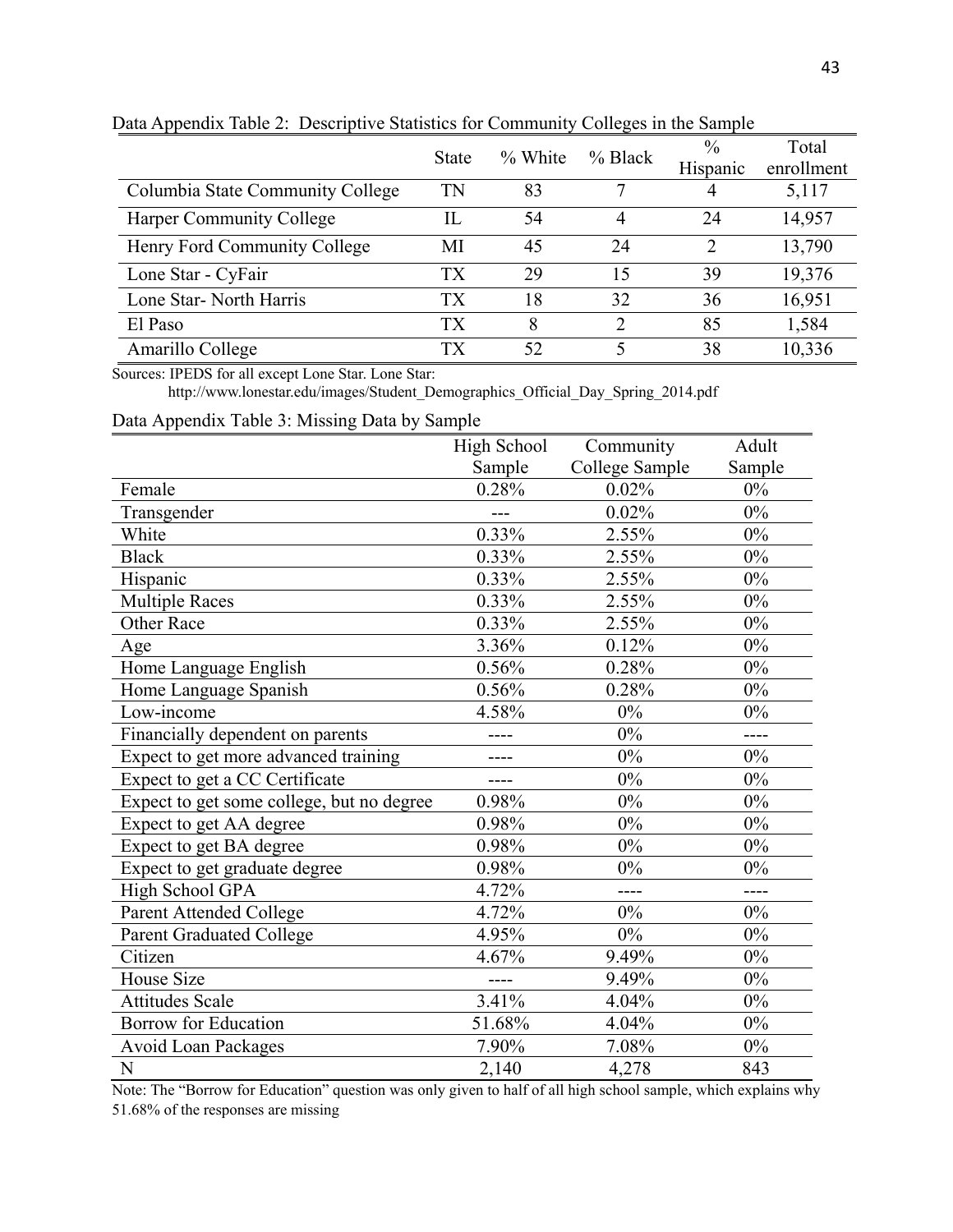Data Appendix Table 2: Descriptive Statistics for Community Colleges in the Sample

| | State | % White | % Black | % Hispanic | Total enrollment |
|---|---|---|---|---|---|
| Columbia State Community College | TN | 83 | 7 | 4 | 5,117 |
| Harper Community College | IL | 54 | 4 | 24 | 14,957 |
| Henry Ford Community College | MI | 45 | 24 | 2 | 13,790 |
| Lone Star - CyFair | TX | 29 | 15 | 39 | 19,376 |
| Lone Star- North Harris | TX | 18 | 32 | 36 | 16,951 |
| El Paso | TX | 8 | 2 | 85 | 1,584 |
| Amarillo College | TX | 52 | 5 | 38 | 10,336 |

Sources: IPEDS for all except Lone Star. Lone Star: http://www.lonestar.edu/images/Student_Demographics_Official_Day_Spring_2014.pdf

Data Appendix Table 3: Missing Data by Sample

| | High School Sample | Community College Sample | Adult Sample |
|---|---|---|---|
| Female | 0.28% | 0.02% | 0% |
| Transgender | --- | 0.02% | 0% |
| White | 0.33% | 2.55% | 0% |
| Black | 0.33% | 2.55% | 0% |
| Hispanic | 0.33% | 2.55% | 0% |
| Multiple Races | 0.33% | 2.55% | 0% |
| Other Race | 0.33% | 2.55% | 0% |
| Age | 3.36% | 0.12% | 0% |
| Home Language English | 0.56% | 0.28% | 0% |
| Home Language Spanish | 0.56% | 0.28% | 0% |
| Low-income | 4.58% | 0% | 0% |
| Financially dependent on parents | ---- | 0% | ---- |
| Expect to get more advanced training | ---- | 0% | 0% |
| Expect to get a CC Certificate | ---- | 0% | 0% |
| Expect to get some college, but no degree | 0.98% | 0% | 0% |
| Expect to get AA degree | 0.98% | 0% | 0% |
| Expect to get BA degree | 0.98% | 0% | 0% |
| Expect to get graduate degree | 0.98% | 0% | 0% |
| High School GPA | 4.72% | ---- | ---- |
| Parent Attended College | 4.72% | 0% | 0% |
| Parent Graduated College | 4.95% | 0% | 0% |
| Citizen | 4.67% | 9.49% | 0% |
| House Size | ---- | 9.49% | 0% |
| Attitudes Scale | 3.41% | 4.04% | 0% |
| Borrow for Education | 51.68% | 4.04% | 0% |
| Avoid Loan Packages | 7.90% | 7.08% | 0% |
| N | 2,140 | 4,278 | 843 |

Note: The "Borrow for Education" question was only given to half of all high school sample, which explains why 51.68% of the responses are missing